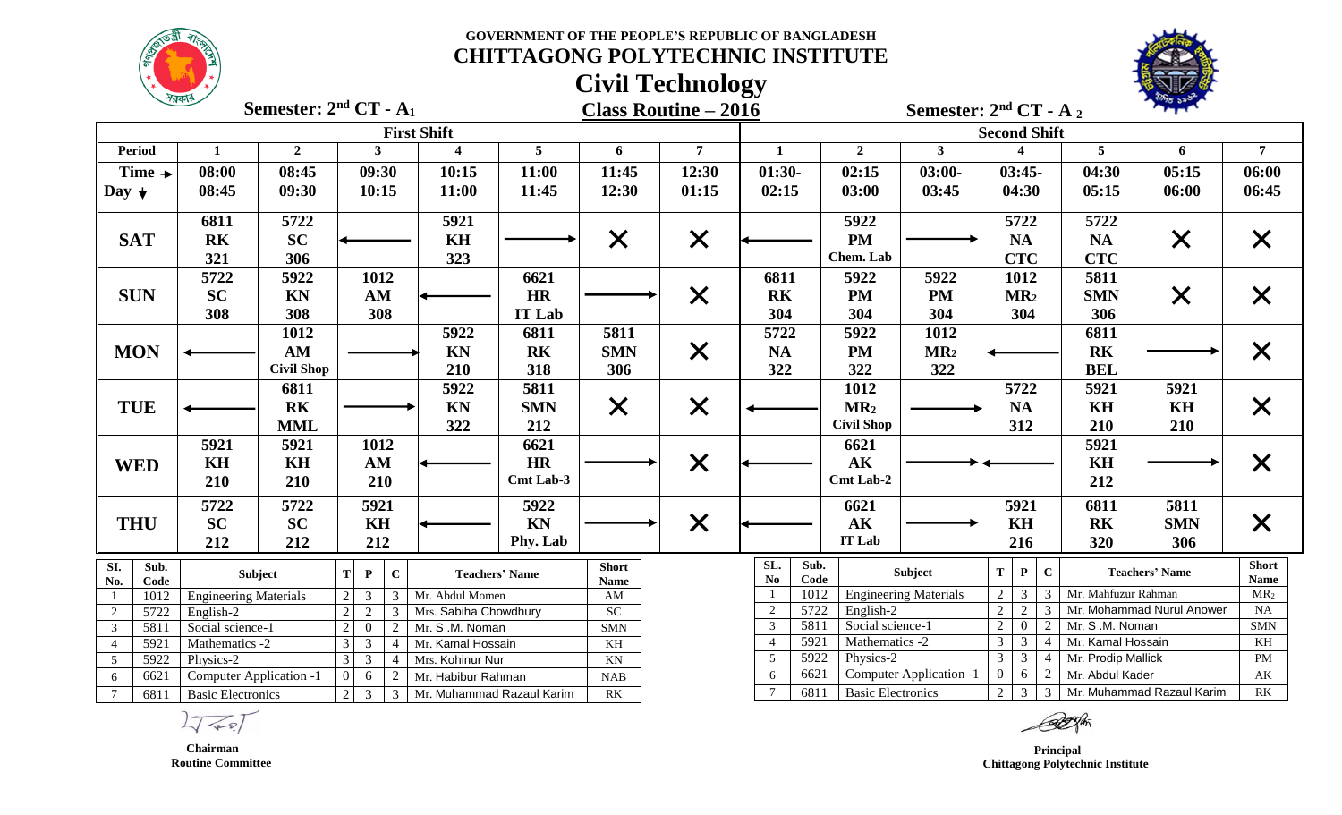# GOVERNMENT OF THE PEOPLE'S REPUBLIC OF BANGLADESH

## CHITTAGONG POLYTECHNIC INSTITUTE

## Civil Technology

### Class Routine – 2016

**Semester: 2nd CT - A1** (First Shift) | **Semester: 2nd CT - A2** (Second Shift)

| Period | 1 | 2 | 3 | 4 | 5 | 6 | 7 | 1 | 2 | 3 | 4 | 5 | 6 | 7 |
|---|---|---|---|---|---|---|---|---|---|---|---|---|---|---|
| Time → / Day ↓ | 08:00 08:45 | 08:45 09:30 | 09:30 10:15 | 10:15 11:00 | 11:00 11:45 | 11:45 12:30 | 12:30 01:15 | 01:30- 02:15 | 02:15 03:00 | 03:00- 03:45 | 03:45- 04:30 | 04:30 05:15 | 05:15 06:00 | 06:00 06:45 |
| **SAT** | 6811 RK 321 | 5722 SC 306 | ← | 5921 KH 323 | → | ✕ | ✕ | ← | 5922 PM Chem. Lab | → | 5722 NA CTC | 5722 NA CTC | ✕ | ✕ |
| **SUN** | 5722 SC 308 | 5922 KN 308 | 1012 AM 308 | ← | 6621 HR IT Lab | → | ✕ | 6811 RK 304 | 5922 PM 304 | 5922 PM 304 | 1012 MR2 304 | 5811 SMN 306 | ✕ | ✕ |
| **MON** | ← | 1012 AM Civil Shop | → | 5922 KN 210 | 6811 RK 318 | 5811 SMN 306 | ✕ | 5722 NA 322 | 5922 PM 322 | 1012 MR2 322 | ← | 6811 RK BEL | → | ✕ |
| **TUE** | ← | 6811 RK MML | → | 5922 KN 322 | 5811 SMN 212 | ✕ | ✕ | ← | 1012 MR2 Civil Shop | → | 5722 NA 312 | 5921 KH 210 | 5921 KH 210 | ✕ |
| **WED** | 5921 KH 210 | 5921 KH 210 | 1012 AM 210 | ← | 6621 HR Cmt Lab-3 | → | ✕ | ← | 6621 AK Cmt Lab-2 | →← | | 5921 KH 212 | → | ✕ |
| **THU** | 5722 SC 212 | 5722 SC 212 | 5921 KH 212 | ← | 5922 KN Phy. Lab | → | ✕ | ← | 6621 AK IT Lab | → | 5921 KH 216 | 6811 RK 320 | 5811 SMN 306 | ✕ |

**First Shift (2nd CT - A1)**

| Sl. No. | Sub. Code | Subject | T | P | C | Teachers' Name | Short Name |
|---|---|---|---|---|---|---|---|
| 1 | 1012 | Engineering Materials | 2 | 3 | 3 | Mr. Abdul Momen | AM |
| 2 | 5722 | English-2 | 2 | 2 | 3 | Mrs. Sabiha Chowdhury | SC |
| 3 | 5811 | Social science-1 | 2 | 0 | 2 | Mr. S .M. Noman | SMN |
| 4 | 5921 | Mathematics -2 | 3 | 3 | 4 | Mr. Kamal Hossain | KH |
| 5 | 5922 | Physics-2 | 3 | 3 | 4 | Mrs. Kohinur Nur | KN |
| 6 | 6621 | Computer Application -1 | 0 | 6 | 2 | Mr. Habibur Rahman | NAB |
| 7 | 6811 | Basic Electronics | 2 | 3 | 3 | Mr. Muhammad Razaul Karim | RK |

**Second Shift (2nd CT - A2)**

| SL. No | Sub. Code | Subject | T | P | C | Teachers' Name | Short Name |
|---|---|---|---|---|---|---|---|
| 1 | 1012 | Engineering Materials | 2 | 3 | 3 | Mr. Mahfuzur Rahman | MR2 |
| 2 | 5722 | English-2 | 2 | 2 | 3 | Mr. Mohammad Nurul Anower | NA |
| 3 | 5811 | Social science-1 | 2 | 0 | 2 | Mr. S .M. Noman | SMN |
| 4 | 5921 | Mathematics -2 | 3 | 3 | 4 | Mr. Kamal Hossain | KH |
| 5 | 5922 | Physics-2 | 3 | 3 | 4 | Mr. Prodip Mallick | PM |
| 6 | 6621 | Computer Application -1 | 0 | 6 | 2 | Mr. Abdul Kader | AK |
| 7 | 6811 | Basic Electronics | 2 | 3 | 3 | Mr. Muhammad Razaul Karim | RK |

**Chairman**
Routine Committee

**Principal**
Chittagong Polytechnic Institute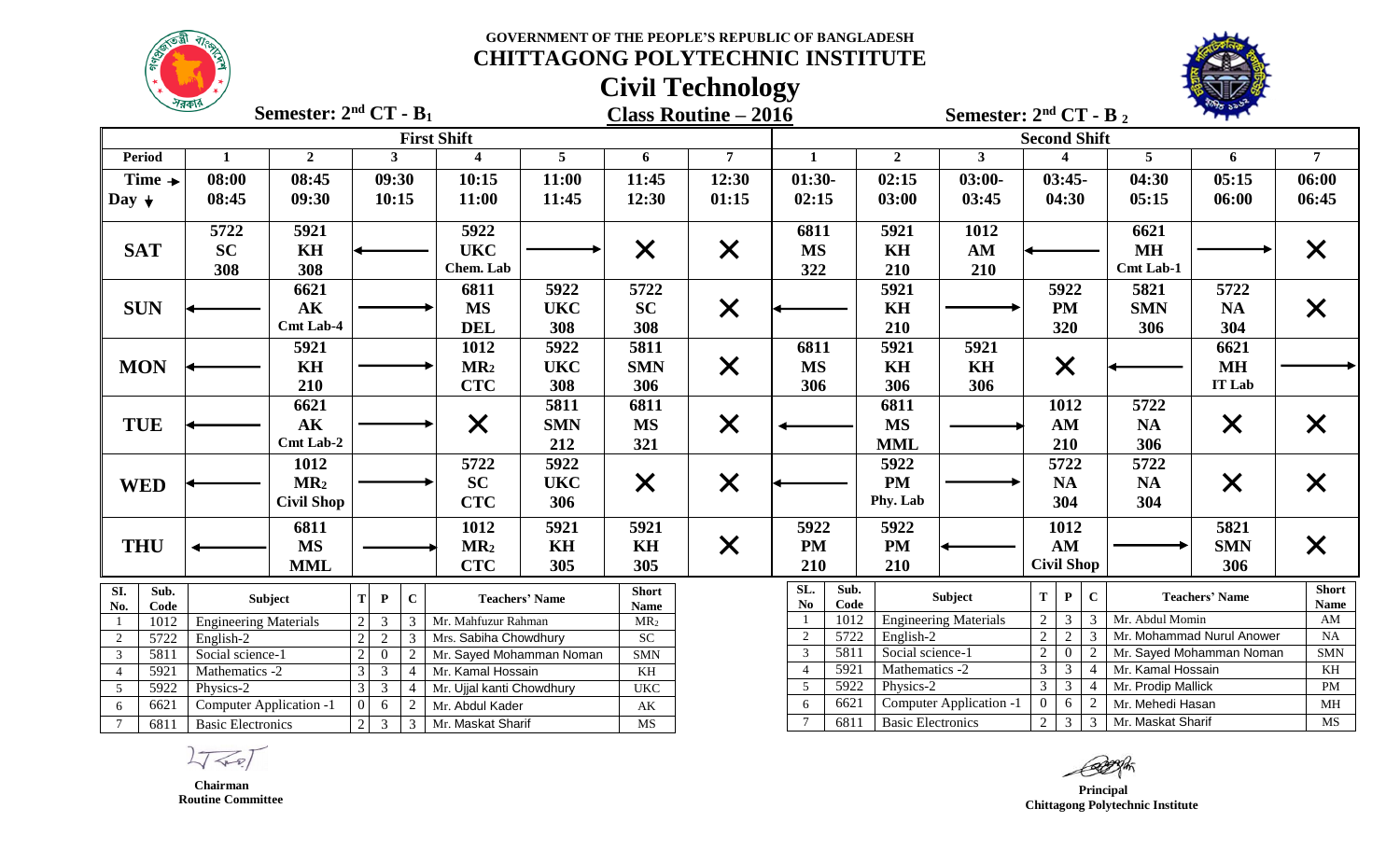**GOVERNMENT OF THE PEOPLE'S REPUBLIC OF BANGLADESH**

# CHITTAGONG POLYTECHNIC INSTITUTE

## Civil Technology

## Class Routine – 2016

**Semester: 2nd CT - B1** (First Shift) | **Semester: 2nd CT - B2** (Second Shift)

| Period | First Shift 1 | 2 | 3 | 4 | 5 | 6 | 7 | Second Shift 1 | 2 | 3 | 4 | 5 | 6 | 7 |
|---|---|---|---|---|---|---|---|---|---|---|---|---|---|---|
| Time → / Day ↓ | 08:00 08:45 | 08:45 09:30 | 09:30 10:15 | 10:15 11:00 | 11:00 11:45 | 11:45 12:30 | 12:30 01:15 | 01:30- 02:15 | 02:15 03:00 | 03:00- 03:45 | 03:45- 04:30 | 04:30 05:15 | 05:15 06:00 | 06:00 06:45 |
| SAT | 5722 SC 308 | 5921 KH 308 | ← | 5922 UKC Chem. Lab | → | X | X | 6811 MS 322 | 5921 KH 210 | 1012 AM 210 | ← | 6621 MH Cmt Lab-1 | → | X |
| SUN | ← | 6621 AK Cmt Lab-4 | → | 6811 MS DEL | 5922 UKC 308 | 5722 SC 308 | X | ← | 5921 KH 210 | → | 5922 PM 320 | 5821 SMN 306 | 5722 NA 304 | X |
| MON | ← | 5921 KH 210 | → | 1012 MR2 CTC | 5922 UKC 308 | 5811 SMN 306 | X | 6811 MS 306 | 5921 KH 306 | 5921 KH 306 | X | ← | 6621 MH IT Lab | → |
| TUE | ← | 6621 AK Cmt Lab-2 | → | X | 5811 SMN 212 | 6811 MS 321 | X | ← | 6811 MS MML | → | 1012 AM 210 | 5722 NA 306 | X | X |
| WED | ← | 1012 MR2 Civil Shop | → | 5722 SC CTC | 5922 UKC 306 | X | X | ← | 5922 PM Phy. Lab | → | 5722 NA 304 | 5722 NA 304 | X | X |
| THU | ← | 6811 MS MML | → | 1012 MR2 CTC | 5921 KH 305 | 5921 KH 305 | X | 5922 PM 210 | 5922 PM 210 | ← | 1012 AM Civil Shop | → | 5821 SMN 306 | X |

**First Shift (2nd CT - B1)**

| SI. No. | Sub. Code | Subject | T | P | C | Teachers' Name | Short Name |
|---|---|---|---|---|---|---|---|
| 1 | 1012 | Engineering Materials | 2 | 3 | 3 | Mr. Mahfuzur Rahman | MR2 |
| 2 | 5722 | English-2 | 2 | 2 | 3 | Mrs. Sabiha Chowdhury | SC |
| 3 | 5811 | Social science-1 | 2 | 0 | 2 | Mr. Sayed Mohamman Noman | SMN |
| 4 | 5921 | Mathematics -2 | 3 | 3 | 4 | Mr. Kamal Hossain | KH |
| 5 | 5922 | Physics-2 | 3 | 3 | 4 | Mr. Ujjal kanti Chowdhury | UKC |
| 6 | 6621 | Computer Application -1 | 0 | 6 | 2 | Mr. Abdul Kader | AK |
| 7 | 6811 | Basic Electronics | 2 | 3 | 3 | Mr. Maskat Sharif | MS |

**Second Shift (2nd CT - B2)**

| SL. No | Sub. Code | Subject | T | P | C | Teachers' Name | Short Name |
|---|---|---|---|---|---|---|---|
| 1 | 1012 | Engineering Materials | 2 | 3 | 3 | Mr. Abdul Momin | AM |
| 2 | 5722 | English-2 | 2 | 2 | 3 | Mr. Mohammad Nurul Anower | NA |
| 3 | 5811 | Social science-1 | 2 | 0 | 2 | Mr. Sayed Mohamman Noman | SMN |
| 4 | 5921 | Mathematics -2 | 3 | 3 | 4 | Mr. Kamal Hossain | KH |
| 5 | 5922 | Physics-2 | 3 | 3 | 4 | Mr. Prodip Mallick | PM |
| 6 | 6621 | Computer Application -1 | 0 | 6 | 2 | Mr. Mehedi Hasan | MH |
| 7 | 6811 | Basic Electronics | 2 | 3 | 3 | Mr. Maskat Sharif | MS |

**Chairman**
**Routine Committee**

**Principal**
**Chittagong Polytechnic Institute**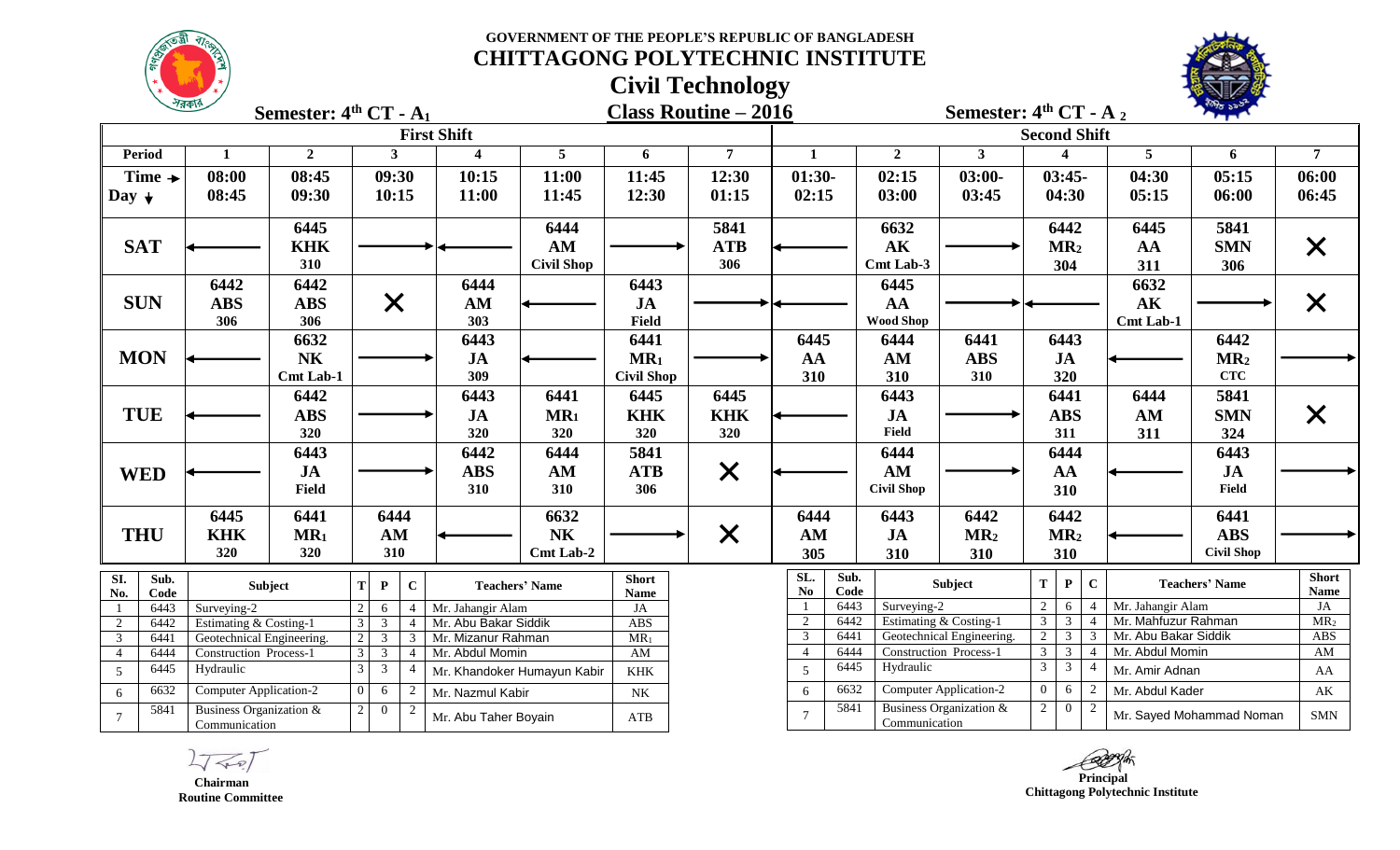# GOVERNMENT OF THE PEOPLE'S REPUBLIC OF BANGLADESH

## CHITTAGONG POLYTECHNIC INSTITUTE

## Civil Technology

### Class Routine – 2016

**Semester: 4th CT - A1** | **Semester: 4th CT - A2**

| | First Shift | | | | | | | Second Shift | | | | | | |
|---|---|---|---|---|---|---|---|---|---|---|---|---|---|---|
| **Period** | **1** | **2** | **3** | **4** | **5** | **6** | **7** | **1** | **2** | **3** | **4** | **5** | **6** | **7** |
| **Time → Day ↓** | 08:00 08:45 | 08:45 09:30 | 09:30 10:15 | 10:15 11:00 | 11:00 11:45 | 11:45 12:30 | 12:30 01:15 | 01:30- 02:15 | 02:15 03:00 | 03:00- 03:45 | 03:45- 04:30 | 04:30 05:15 | 05:15 06:00 | 06:00 06:45 |
| **SAT** | ← | 6445 KHK 310 | → | ← | 6444 AM Civil Shop | → | 5841 ATB 306 | ← | 6632 AK Cmt Lab-3 | → | 6442 MR2 304 | 6445 AA 311 | 5841 SMN 306 | ✕ |
| **SUN** | 6442 ABS 306 | 6442 ABS 306 | ✕ | 6444 AM 303 | ← | 6443 JA Field | → | ← | 6445 AA Wood Shop | → | ← | 6632 AK Cmt Lab-1 | → | ✕ |
| **MON** | ← | 6632 NK Cmt Lab-1 | → | 6443 JA 309 | ← | 6441 MR1 Civil Shop | → | 6445 AA 310 | 6444 AM 310 | 6441 ABS 310 | 6443 JA 320 | ← | 6442 MR2 CTC | → |
| **TUE** | ← | 6442 ABS 320 | → | 6443 JA 320 | 6441 MR1 320 | 6445 KHK 320 | 6445 KHK 320 | ← | 6443 JA Field | → | 6441 ABS 311 | 6444 AM 311 | 5841 SMN 324 | ✕ |
| **WED** | ← | 6443 JA Field | → | 6442 ABS 310 | 6444 AM 310 | 5841 ATB 306 | ✕ | ← | 6444 AM Civil Shop | → | 6444 AA 310 | ← | 6443 JA Field | → |
| **THU** | 6445 KHK 320 | 6441 MR1 320 | 6444 AM 310 | ← | 6632 NK Cmt Lab-2 | → | ✕ | 6444 AM 305 | 6443 JA 310 | 6442 MR2 310 | 6442 MR2 310 | ← | 6441 ABS Civil Shop | → |

| Sl. No. | Sub. Code | Subject | T | P | C | Teachers' Name | Short Name |
|---|---|---|---|---|---|---|---|
| 1 | 6443 | Surveying-2 | 2 | 6 | 4 | Mr. Jahangir Alam | JA |
| 2 | 6442 | Estimating & Costing-1 | 3 | 3 | 4 | Mr. Abu Bakar Siddik | ABS |
| 3 | 6441 | Geotechnical Engineering. | 2 | 3 | 3 | Mr. Mizanur Rahman | MR1 |
| 4 | 6444 | Construction Process-1 | 3 | 3 | 4 | Mr. Abdul Momin | AM |
| 5 | 6445 | Hydraulic | 3 | 3 | 4 | Mr. Khandoker Humayun Kabir | KHK |
| 6 | 6632 | Computer Application-2 | 0 | 6 | 2 | Mr. Nazmul Kabir | NK |
| 7 | 5841 | Business Organization & Communication | 2 | 0 | 2 | Mr. Abu Taher Boyain | ATB |

| SL. No | Sub. Code | Subject | T | P | C | Teachers' Name | Short Name |
|---|---|---|---|---|---|---|---|
| 1 | 6443 | Surveying-2 | 2 | 6 | 4 | Mr. Jahangir Alam | JA |
| 2 | 6442 | Estimating & Costing-1 | 3 | 3 | 4 | Mr. Mahfuzur Rahman | MR2 |
| 3 | 6441 | Geotechnical Engineering. | 2 | 3 | 3 | Mr. Abu Bakar Siddik | ABS |
| 4 | 6444 | Construction Process-1 | 3 | 3 | 4 | Mr. Abdul Momin | AM |
| 5 | 6445 | Hydraulic | 3 | 3 | 4 | Mr. Amir Adnan | AA |
| 6 | 6632 | Computer Application-2 | 0 | 6 | 2 | Mr. Abdul Kader | AK |
| 7 | 5841 | Business Organization & Communication | 2 | 0 | 2 | Mr. Sayed Mohammad Noman | SMN |

**Chairman**
**Routine Committee**

**Principal**
**Chittagong Polytechnic Institute**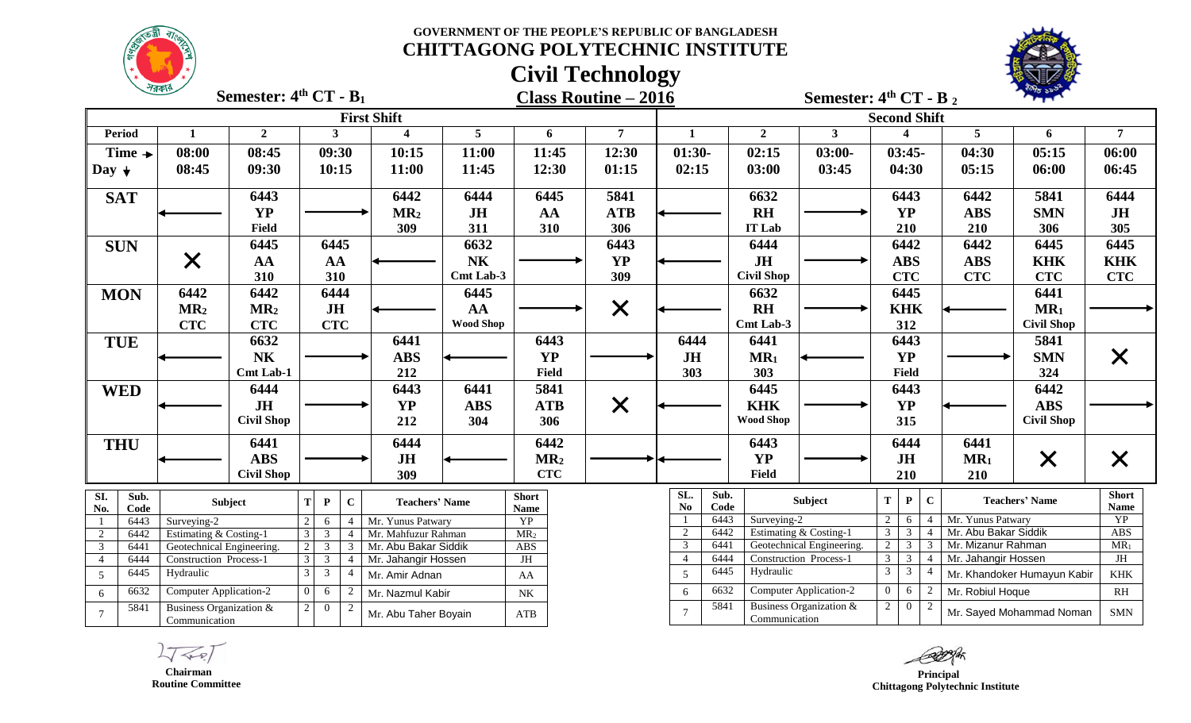GOVERNMENT OF THE PEOPLE'S REPUBLIC OF BANGLADESH

# CHITTAGONG POLYTECHNIC INSTITUTE

## Civil Technology

## Class Routine – 2016

**Semester: 4th CT - $B_1$** (First Shift) | **Semester: 4th CT - $B_2$** (Second Shift)

| Period | First Shift 1 | 2 | 3 | 4 | 5 | 6 | 7 | Second Shift 1 | 2 | 3 | 4 | 5 | 6 | 7 |
|---|---|---|---|---|---|---|---|---|---|---|---|---|---|---|
| Time → / Day ↓ | 08:00 08:45 | 08:45 09:30 | 09:30 10:15 | 10:15 11:00 | 11:00 11:45 | 11:45 12:30 | 12:30 01:15 | 01:30- 02:15 | 02:15 03:00 | 03:00- 03:45 | 03:45- 04:30 | 04:30 05:15 | 05:15 06:00 | 06:00 06:45 |
| SAT | ← | 6443 YP Field | → | 6442 $MR_2$ 309 | 6444 JH 311 | 6445 AA 310 | 5841 ATB 306 | ← | 6632 RH IT Lab | → | 6443 YP 210 | 6442 ABS 210 | 5841 SMN 306 | 6444 JH 305 |
| SUN | × | 6445 AA 310 | 6445 AA 310 | ← | 6632 NK Cmt Lab-3 | → | 6443 YP 309 | ← | 6444 JH Civil Shop | → | 6442 ABS CTC | 6442 ABS CTC | 6445 KHK CTC | 6445 KHK CTC |
| MON | 6442 $MR_2$ CTC | 6442 $MR_2$ CTC | 6444 JH CTC | ← | 6445 AA Wood Shop | → | × | ← | 6632 RH Cmt Lab-3 | → | 6445 KHK 312 | ← | 6441 $MR_1$ Civil Shop | → |
| TUE | ← | 6632 NK Cmt Lab-1 | → | 6441 ABS 212 | ← | 6443 YP Field | → | 6444 JH 303 | 6441 $MR_1$ 303 | ← | 6443 YP Field | → | 5841 SMN 324 | × |
| WED | ← | 6444 JH Civil Shop | → | 6443 YP 212 | 6441 ABS 304 | 5841 ATB 306 | × | ← | 6445 KHK Wood Shop | → | 6443 YP 315 | ← | 6442 ABS Civil Shop | → |
| THU | ← | 6441 ABS Civil Shop | → | 6444 JH 309 | ← | 6442 $MR_2$ CTC | → | ← | 6443 YP Field | → | 6444 JH 210 | 6441 $MR_1$ 210 | × | × |

| SI. No. | Sub. Code | Subject | T | P | C | Teachers' Name | Short Name |
|---|---|---|---|---|---|---|---|
| 1 | 6443 | Surveying-2 | 2 | 6 | 4 | Mr. Yunus Patwary | YP |
| 2 | 6442 | Estimating & Costing-1 | 3 | 3 | 4 | Mr. Mahfuzur Rahman | $MR_2$ |
| 3 | 6441 | Geotechnical Engineering. | 2 | 3 | 3 | Mr. Abu Bakar Siddik | ABS |
| 4 | 6444 | Construction Process-1 | 3 | 3 | 4 | Mr. Jahangir Hossen | JH |
| 5 | 6445 | Hydraulic | 3 | 3 | 4 | Mr. Amir Adnan | AA |
| 6 | 6632 | Computer Application-2 | 0 | 6 | 2 | Mr. Nazmul Kabir | NK |
| 7 | 5841 | Business Organization & Communication | 2 | 0 | 2 | Mr. Abu Taher Boyain | ATB |

| SL. No | Sub. Code | Subject | T | P | C | Teachers' Name | Short Name |
|---|---|---|---|---|---|---|---|
| 1 | 6443 | Surveying-2 | 2 | 6 | 4 | Mr. Yunus Patwary | YP |
| 2 | 6442 | Estimating & Costing-1 | 3 | 3 | 4 | Mr. Abu Bakar Siddik | ABS |
| 3 | 6441 | Geotechnical Engineering. | 2 | 3 | 3 | Mr. Mizanur Rahman | $MR_1$ |
| 4 | 6444 | Construction Process-1 | 3 | 3 | 4 | Mr. Jahangir Hossen | JH |
| 5 | 6445 | Hydraulic | 3 | 3 | 4 | Mr. Khandoker Humayun Kabir | KHK |
| 6 | 6632 | Computer Application-2 | 0 | 6 | 2 | Mr. Robiul Hoque | RH |
| 7 | 5841 | Business Organization & Communication | 2 | 0 | 2 | Mr. Sayed Mohammad Noman | SMN |

**Chairman**
**Routine Committee**

**Principal**
**Chittagong Polytechnic Institute**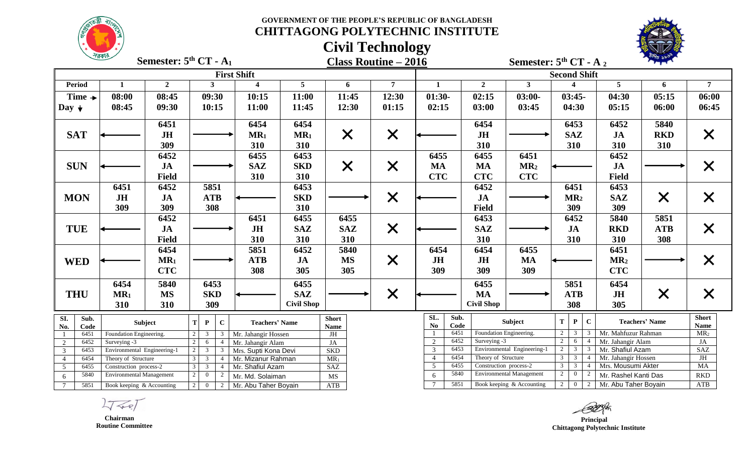GOVERNMENT OF THE PEOPLE'S REPUBLIC OF BANGLADESH

# CHITTAGONG POLYTECHNIC INSTITUTE

## Civil Technology

## Class Routine – 2016

**Semester: 5th CT - $A_1$** (First Shift) | **Semester: 5th CT - $A_2$** (Second Shift)

| Period | First Shift 1 | 2 | 3 | 4 | 5 | 6 | 7 | Second Shift 1 | 2 | 3 | 4 | 5 | 6 | 7 |
|---|---|---|---|---|---|---|---|---|---|---|---|---|---|---|
| Time → / Day ↓ | 08:00 08:45 | 08:45 09:30 | 09:30 10:15 | 10:15 11:00 | 11:00 11:45 | 11:45 12:30 | 12:30 01:15 | 01:30- 02:15 | 02:15 03:00 | 03:00- 03:45 | 03:45- 04:30 | 04:30 05:15 | 05:15 06:00 | 06:00 06:45 |
| SAT | ← | 6451 JH 309 | → | 6454 $MR_1$ 310 | 6454 $MR_1$ 310 | ✕ | ✕ | ← | 6454 JH 310 | → | 6453 SAZ 310 | 6452 JA 310 | 5840 RKD 310 | ✕ |
| SUN | ← | 6452 JA Field | → | 6455 SAZ 310 | 6453 SKD 310 | ✕ | ✕ | 6455 MA CTC | 6455 MA CTC | 6451 $MR_2$ CTC | ← | 6452 JA Field | → | ✕ |
| MON | 6451 JH 309 | 6452 JA 309 | 5851 ATB 308 | ← | 6453 SKD 310 | → | ✕ | ← | 6452 JA Field | → | 6451 $MR_2$ 309 | 6453 SAZ 309 | ✕ | ✕ |
| TUE | ← | 6452 JA Field | → | 6451 JH 310 | 6455 SAZ 310 | 6455 SAZ 310 | ✕ | ← | 6453 SAZ 310 | → | 6452 JA 310 | 5840 RKD 310 | 5851 ATB 308 | ✕ |
| WED | ← | 6454 $MR_1$ CTC | → | 5851 ATB 308 | 6452 JA 305 | 5840 MS 305 | ✕ | 6454 JH 309 | 6454 JH 309 | 6455 MA 309 | ← | 6451 $MR_2$ CTC | → | ✕ |
| THU | 6454 $MR_1$ 310 | 5840 MS 310 | 6453 SKD 309 | ← | 6455 SAZ Civil Shop | → | ✕ | ← | 6455 MA Civil Shop | → | 5851 ATB 308 | 6454 JH 305 | ✕ | ✕ |

| SI. No. | Sub. Code | Subject | T | P | C | Teachers' Name | Short Name |
|---|---|---|---|---|---|---|---|
| 1 | 6451 | Foundation Engineering. | 2 | 3 | 3 | Mr. Jahangir Hossen | JH |
| 2 | 6452 | Surveying -3 | 2 | 6 | 4 | Mr. Jahangir Alam | JA |
| 3 | 6453 | Environmental Engineering-1 | 2 | 3 | 3 | Mrs. Supti Kona Devi | SKD |
| 4 | 6454 | Theory of Structure | 3 | 3 | 4 | Mr. Mizanur Rahman | $MR_1$ |
| 5 | 6455 | Construction process-2 | 3 | 3 | 4 | Mr. Shafiul Azam | SAZ |
| 6 | 5840 | Environmental Management | 2 | 0 | 2 | Mr. Md. Solaiman | MS |
| 7 | 5851 | Book keeping & Accounting | 2 | 0 | 2 | Mr. Abu Taher Boyain | ATB |

| SL. No | Sub. Code | Subject | T | P | C | Teachers' Name | Short Name |
|---|---|---|---|---|---|---|---|
| 1 | 6451 | Foundation Engineering. | 2 | 3 | 3 | Mr. Mahfuzur Rahman | $MR_2$ |
| 2 | 6452 | Surveying -3 | 2 | 6 | 4 | Mr. Jahangir Alam | JA |
| 3 | 6453 | Environmental Engineering-1 | 2 | 3 | 3 | Mr. Shafiul Azam | SAZ |
| 4 | 6454 | Theory of Structure | 3 | 3 | 4 | Mr. Jahangir Hossen | JH |
| 5 | 6455 | Construction process-2 | 3 | 3 | 4 | Mrs. Mousumi Akter | MA |
| 6 | 5840 | Environmental Management | 2 | 0 | 2 | Mr. Rashel Kanti Das | RKD |
| 7 | 5851 | Book keeping & Accounting | 2 | 0 | 2 | Mr. Abu Taher Boyain | ATB |

**Chairman**
**Routine Committee**

**Principal**
**Chittagong Polytechnic Institute**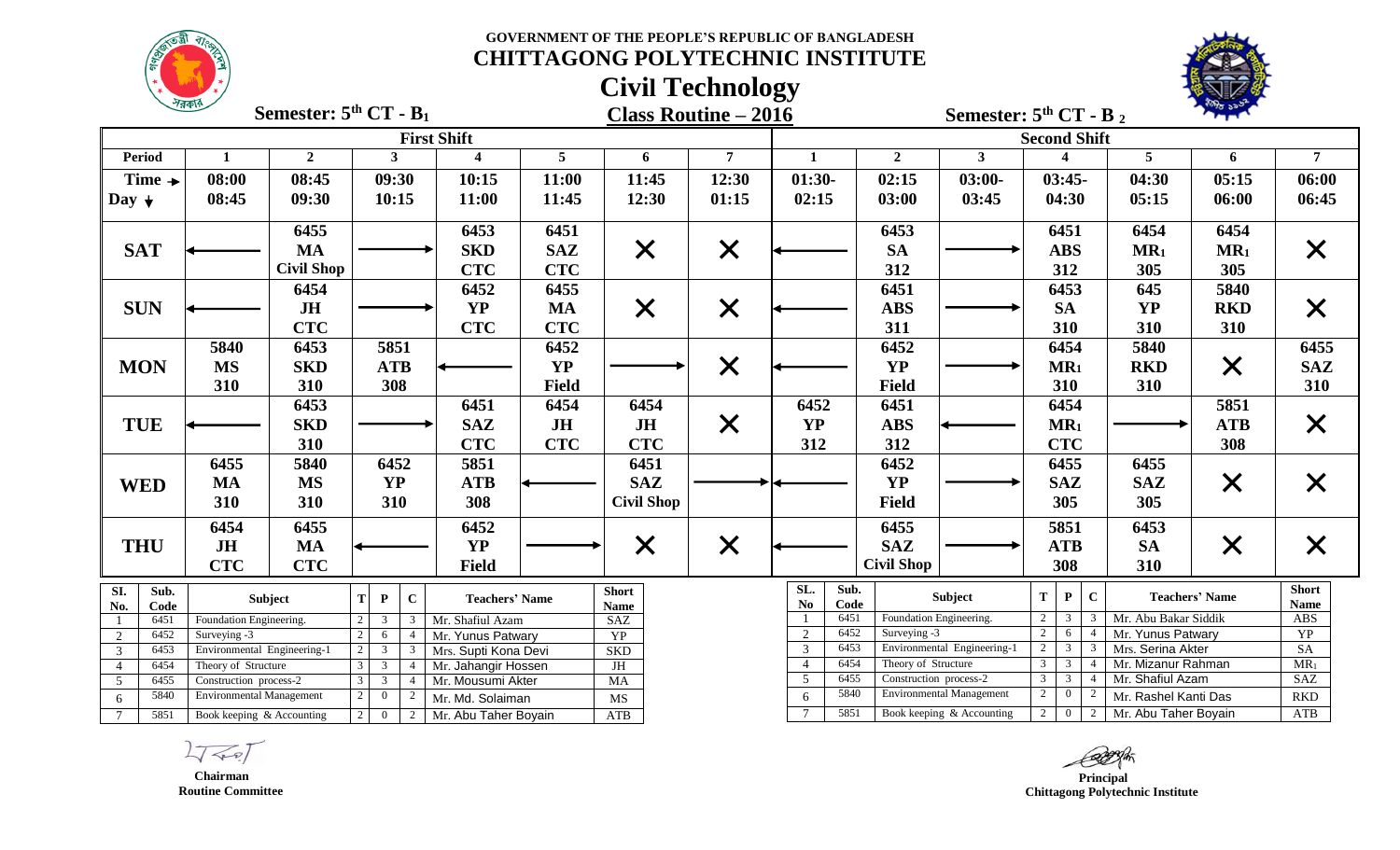# GOVERNMENT OF THE PEOPLE'S REPUBLIC OF BANGLADESH
## CHITTAGONG POLYTECHNIC INSTITUTE
## Civil Technology
### Class Routine – 2016

**Semester: 5th CT - $B_1$** | **Semester: 5th CT - $B_2$**

| | First Shift | | | | | | | Second Shift | | | | | | |
|---|---|---|---|---|---|---|---|---|---|---|---|---|---|---|
| **Period** | **1** | **2** | **3** | **4** | **5** | **6** | **7** | **1** | **2** | **3** | **4** | **5** | **6** | **7** |
| **Time → / Day ↓** | 08:00 08:45 | 08:45 09:30 | 09:30 10:15 | 10:15 11:00 | 11:00 11:45 | 11:45 12:30 | 12:30 01:15 | 01:30- 02:15 | 02:15 03:00 | 03:00- 03:45 | 03:45- 04:30 | 04:30 05:15 | 05:15 06:00 | 06:00 06:45 |
| **SAT** | ← | 6455 MA Civil Shop | → | 6453 SKD CTC | 6451 SAZ CTC | ✕ | ✕ | ← | 6453 SA 312 | → | 6451 ABS 312 | 6454 $MR_1$ 305 | 6454 $MR_1$ 305 | ✕ |
| **SUN** | ← | 6454 JH CTC | → | 6452 YP CTC | 6455 MA CTC | ✕ | ✕ | ← | 6451 ABS 311 | → | 6453 SA 310 | 645 YP 310 | 5840 RKD 310 | ✕ |
| **MON** | 5840 MS 310 | 6453 SKD 310 | 5851 ATB 308 | ← | 6452 YP Field | → | ✕ | ← | 6452 YP Field | → | 6454 $MR_1$ 310 | 5840 RKD 310 | ✕ | 6455 SAZ 310 |
| **TUE** | ← | 6453 SKD 310 | → | 6451 SAZ CTC | 6454 JH CTC | 6454 JH CTC | ✕ | 6452 YP 312 | 6451 ABS 312 | ← | 6454 $MR_1$ CTC | → | 5851 ATB 308 | ✕ |
| **WED** | 6455 MA 310 | 5840 MS 310 | 6452 YP 310 | 5851 ATB 308 | ← | 6451 SAZ Civil Shop | → | ← | 6452 YP Field | → | 6455 SAZ 305 | 6455 SAZ 305 | ✕ | ✕ |
| **THU** | 6454 JH CTC | 6455 MA CTC | ← | 6452 YP Field | → | ✕ | ✕ | ← | 6455 SAZ Civil Shop | → | 5851 ATB 308 | 6453 SA 310 | ✕ | ✕ |

**Semester: 5th CT - $B_1$**

| SI. No. | Sub. Code | Subject | T | P | C | Teachers' Name | Short Name |
|---|---|---|---|---|---|---|---|
| 1 | 6451 | Foundation Engineering. | 2 | 3 | 3 | Mr. Shafiul Azam | SAZ |
| 2 | 6452 | Surveying -3 | 2 | 6 | 4 | Mr. Yunus Patwary | YP |
| 3 | 6453 | Environmental Engineering-1 | 2 | 3 | 3 | Mrs. Supti Kona Devi | SKD |
| 4 | 6454 | Theory of Structure | 3 | 3 | 4 | Mr. Jahangir Hossen | JH |
| 5 | 6455 | Construction process-2 | 3 | 3 | 4 | Mr. Mousumi Akter | MA |
| 6 | 5840 | Environmental Management | 2 | 0 | 2 | Mr. Md. Solaiman | MS |
| 7 | 5851 | Book keeping & Accounting | 2 | 0 | 2 | Mr. Abu Taher Boyain | ATB |

**Semester: 5th CT - $B_2$**

| SL. No | Sub. Code | Subject | T | P | C | Teachers' Name | Short Name |
|---|---|---|---|---|---|---|---|
| 1 | 6451 | Foundation Engineering. | 2 | 3 | 3 | Mr. Abu Bakar Siddik | ABS |
| 2 | 6452 | Surveying -3 | 2 | 6 | 4 | Mr. Yunus Patwary | YP |
| 3 | 6453 | Environmental Engineering-1 | 2 | 3 | 3 | Mrs. Serina Akter | SA |
| 4 | 6454 | Theory of Structure | 3 | 3 | 4 | Mr. Mizanur Rahman | $MR_1$ |
| 5 | 6455 | Construction process-2 | 3 | 3 | 4 | Mr. Shafiul Azam | SAZ |
| 6 | 5840 | Environmental Management | 2 | 0 | 2 | Mr. Rashel Kanti Das | RKD |
| 7 | 5851 | Book keeping & Accounting | 2 | 0 | 2 | Mr. Abu Taher Boyain | ATB |

**Chairman**
Routine Committee

**Principal**
Chittagong Polytechnic Institute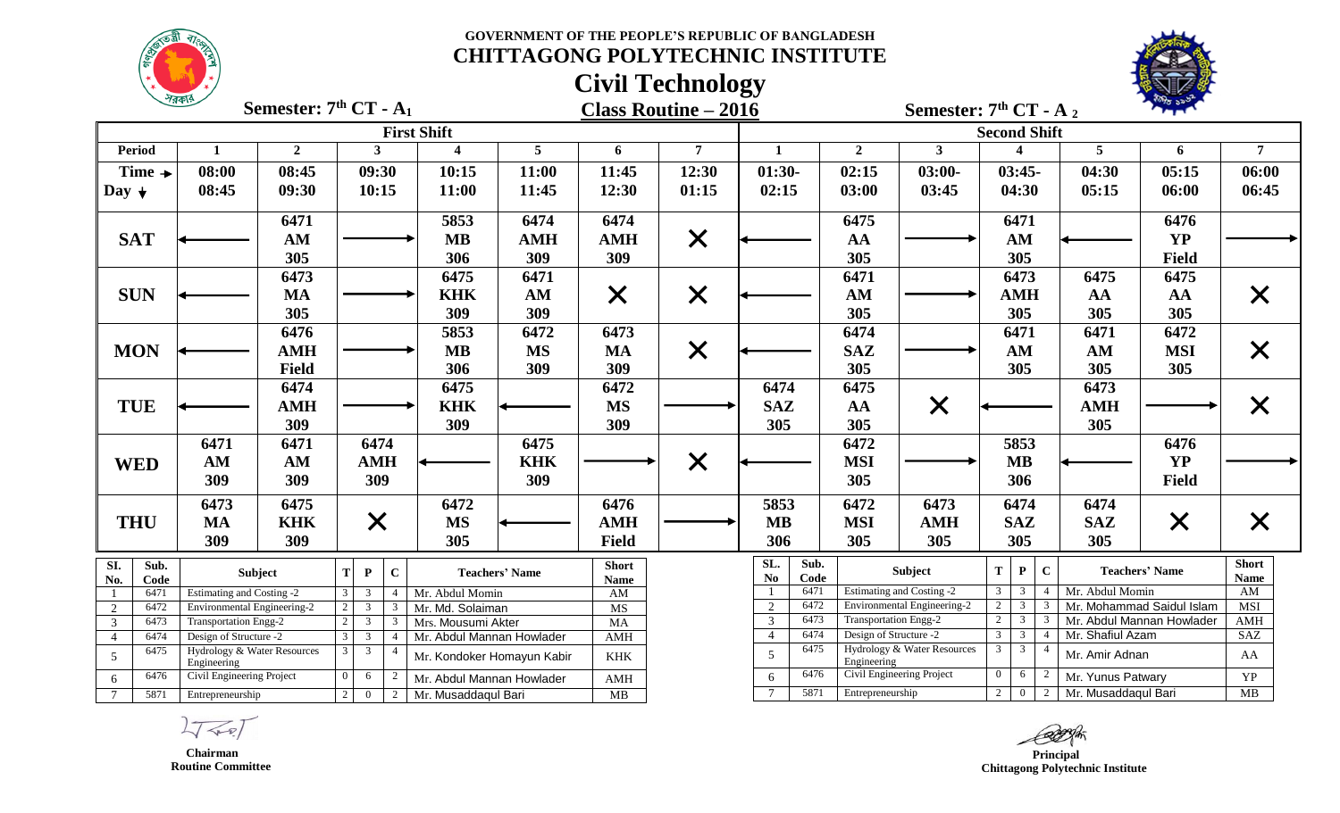# GOVERNMENT OF THE PEOPLE'S REPUBLIC OF BANGLADESH
# CHITTAGONG POLYTECHNIC INSTITUTE
## Civil Technology
## Class Routine – 2016

**Semester: 7th CT - A1** | **Semester: 7th CT - A2**

| Period | First Shift 1 | 2 | 3 | 4 | 5 | 6 | 7 | Second Shift 1 | 2 | 3 | 4 | 5 | 6 | 7 |
|---|---|---|---|---|---|---|---|---|---|---|---|---|---|---|
| Time → / Day ↓ | 08:00 08:45 | 08:45 09:30 | 09:30 10:15 | 10:15 11:00 | 11:00 11:45 | 11:45 12:30 | 12:30 01:15 | 01:30- 02:15 | 02:15 03:00 | 03:00- 03:45 | 03:45- 04:30 | 04:30 05:15 | 05:15 06:00 | 06:00 06:45 |
| SAT | ← | 6471 AM 305 | → | 5853 MB 306 | 6474 AMH 309 | 6474 AMH 309 | X | ← | 6475 AA 305 | → | 6471 AM 305 | ← | 6476 YP Field | → |
| SUN | ← | 6473 MA 305 | → | 6475 KHK 309 | 6471 AM 309 | X | X | ← | 6471 AM 305 | → | 6473 AMH 305 | 6475 AA 305 | 6475 AA 305 | X |
| MON | ← | 6476 AMH Field | → | 5853 MB 306 | 6472 MS 309 | 6473 MA 309 | X | ← | 6474 SAZ 305 | → | 6471 AM 305 | 6471 AM 305 | 6472 MSI 305 | X |
| TUE | ← | 6474 AMH 309 | → | 6475 KHK 309 | ← | 6472 MS 309 | → | 6474 SAZ 305 | 6475 AA 305 | X | ← | 6473 AMH 305 | → | X |
| WED | 6471 AM 309 | 6471 AM 309 | 6474 AMH 309 | ← | 6475 KHK 309 | → | X | ← | 6472 MSI 305 | → | 5853 MB 306 | ← | 6476 YP Field | → |
| THU | 6473 MA 309 | 6475 KHK 309 | X | 6472 MS 305 | ← | 6476 AMH Field | → | 5853 MB 306 | 6472 MSI 305 | 6473 AMH 305 | 6474 SAZ 305 | 6474 SAZ 305 | X | X |

**7th CT - A1**

| Sl. No. | Sub. Code | Subject | T | P | C | Teachers' Name | Short Name |
|---|---|---|---|---|---|---|---|
| 1 | 6471 | Estimating and Costing -2 | 3 | 3 | 4 | Mr. Abdul Momin | AM |
| 2 | 6472 | Environmental Engineering-2 | 2 | 3 | 3 | Mr. Md. Solaiman | MS |
| 3 | 6473 | Transportation Engg-2 | 2 | 3 | 3 | Mrs. Mousumi Akter | MA |
| 4 | 6474 | Design of Structure -2 | 3 | 3 | 4 | Mr. Abdul Mannan Howlader | AMH |
| 5 | 6475 | Hydrology & Water Resources Engineering | 3 | 3 | 4 | Mr. Kondoker Homayun Kabir | KHK |
| 6 | 6476 | Civil Engineering Project | 0 | 6 | 2 | Mr. Abdul Mannan Howlader | AMH |
| 7 | 5871 | Entrepreneurship | 2 | 0 | 2 | Mr. Musaddaqul Bari | MB |

**7th CT - A2**

| SL. No | Sub. Code | Subject | T | P | C | Teachers' Name | Short Name |
|---|---|---|---|---|---|---|---|
| 1 | 6471 | Estimating and Costing -2 | 3 | 3 | 4 | Mr. Abdul Momin | AM |
| 2 | 6472 | Environmental Engineering-2 | 2 | 3 | 3 | Mr. Mohammad Saidul Islam | MSI |
| 3 | 6473 | Transportation Engg-2 | 2 | 3 | 3 | Mr. Abdul Mannan Howlader | AMH |
| 4 | 6474 | Design of Structure -2 | 3 | 3 | 4 | Mr. Shafiul Azam | SAZ |
| 5 | 6475 | Hydrology & Water Resources Engineering | 3 | 3 | 4 | Mr. Amir Adnan | AA |
| 6 | 6476 | Civil Engineering Project | 0 | 6 | 2 | Mr. Yunus Patwary | YP |
| 7 | 5871 | Entrepreneurship | 2 | 0 | 2 | Mr. Musaddaqul Bari | MB |

**Chairman**
**Routine Committee**

**Principal**
**Chittagong Polytechnic Institute**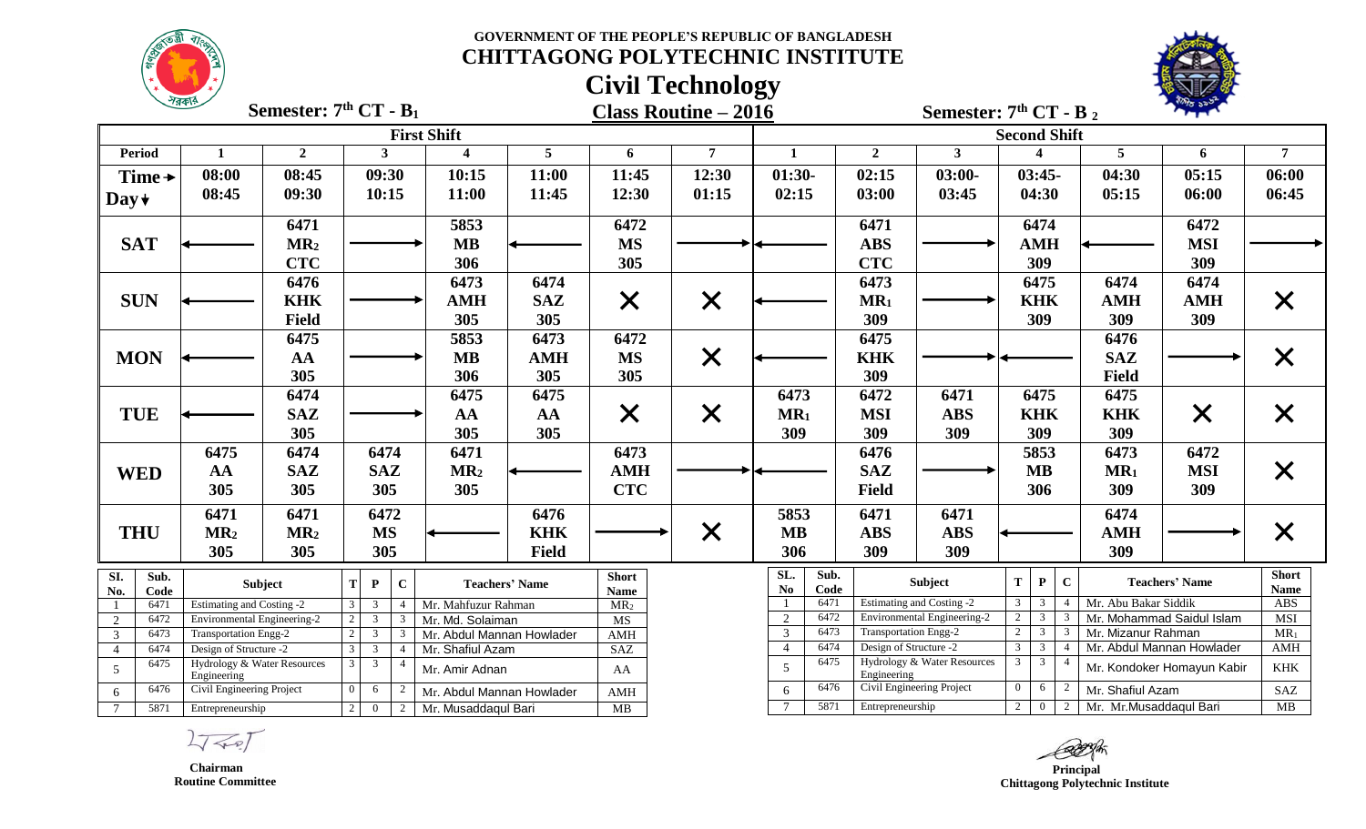GOVERNMENT OF THE PEOPLE'S REPUBLIC OF BANGLADESH

# CHITTAGONG POLYTECHNIC INSTITUTE

## Civil Technology

## Class Routine – 2016

### Semester: $7^{th}$ CT - $B_1$ (First Shift)

| Period | 1 | 2 | 3 | 4 | 5 | 6 | 7 |
|---|---|---|---|---|---|---|---|
| Time → / Day ↓ | 08:00 08:45 | 08:45 09:30 | 09:30 10:15 | 10:15 11:00 | 11:00 11:45 | 11:45 12:30 | 12:30 01:15 |
| SAT | ← | 6471 $MR_2$ CTC | → | 5853 MB 306 | ← | 6472 MS 305 | → |
| SUN | ← | 6476 KHK Field | → | 6473 AMH 305 | 6474 SAZ 305 | ✕ | ✕ |
| MON | ← | 6475 AA 305 | → | 5853 MB 306 | 6473 AMH 305 | 6472 MS 305 | ✕ |
| TUE | ← | 6474 SAZ 305 | → | 6475 AA 305 | 6475 AA 305 | ✕ | ✕ |
| WED | 6475 AA 305 | 6474 SAZ 305 | 6474 SAZ 305 | 6471 $MR_2$ 305 | ← | 6473 AMH CTC | → |
| THU | 6471 $MR_2$ 305 | 6471 $MR_2$ 305 | 6472 MS 305 | ← | 6476 KHK Field | → | ✕ |

| Sl. No. | Sub. Code | Subject | T | P | C | Teachers' Name | Short Name |
|---|---|---|---|---|---|---|---|
| 1 | 6471 | Estimating and Costing -2 | 3 | 3 | 4 | Mr. Mahfuzur Rahman | $MR_2$ |
| 2 | 6472 | Environmental Engineering-2 | 2 | 3 | 3 | Mr. Md. Solaiman | MS |
| 3 | 6473 | Transportation Engg-2 | 2 | 3 | 3 | Mr. Abdul Mannan Howlader | AMH |
| 4 | 6474 | Design of Structure -2 | 3 | 3 | 4 | Mr. Shafiul Azam | SAZ |
| 5 | 6475 | Hydrology & Water Resources Engineering | 3 | 3 | 4 | Mr. Amir Adnan | AA |
| 6 | 6476 | Civil Engineering Project | 0 | 6 | 2 | Mr. Abdul Mannan Howlader | AMH |
| 7 | 5871 | Entrepreneurship | 2 | 0 | 2 | Mr. Musaddaqul Bari | MB |

### Semester: $7^{th}$ CT - $B_2$ (Second Shift)

| Period | 1 | 2 | 3 | 4 | 5 | 6 | 7 |
|---|---|---|---|---|---|---|---|
| Time → / Day ↓ | 01:30- 02:15 | 02:15 03:00 | 03:00- 03:45 | 03:45- 04:30 | 04:30 05:15 | 05:15 06:00 | 06:00 06:45 |
| SAT | ← | 6471 ABS CTC | → | 6474 AMH 309 | ← | 6472 MSI 309 | → |
| SUN | ← | 6473 $MR_1$ 309 | → | 6475 KHK 309 | 6474 AMH 309 | 6474 AMH 309 | ✕ |
| MON | ← | 6475 KHK 309 | → | ← | 6476 SAZ Field | → | ✕ |
| TUE | 6473 $MR_1$ 309 | 6472 MSI 309 | 6471 ABS 309 | 6475 KHK 309 | 6475 KHK 309 | ✕ | ✕ |
| WED | ← | 6476 SAZ Field | → | 5853 MB 306 | 6473 $MR_1$ 309 | 6472 MSI 309 | ✕ |
| THU | 5853 MB 306 | 6471 ABS 309 | 6471 ABS 309 | ← | 6474 AMH 309 | → | ✕ |

| SL. No | Sub. Code | Subject | T | P | C | Teachers' Name | Short Name |
|---|---|---|---|---|---|---|---|
| 1 | 6471 | Estimating and Costing -2 | 3 | 3 | 4 | Mr. Abu Bakar Siddik | ABS |
| 2 | 6472 | Environmental Engineering-2 | 2 | 3 | 3 | Mr. Mohammad Saidul Islam | MSI |
| 3 | 6473 | Transportation Engg-2 | 2 | 3 | 3 | Mr. Mizanur Rahman | $MR_1$ |
| 4 | 6474 | Design of Structure -2 | 3 | 3 | 4 | Mr. Abdul Mannan Howlader | AMH |
| 5 | 6475 | Hydrology & Water Resources Engineering | 3 | 3 | 4 | Mr. Kondoker Homayun Kabir | KHK |
| 6 | 6476 | Civil Engineering Project | 0 | 6 | 2 | Mr. Shafiul Azam | SAZ |
| 7 | 5871 | Entrepreneurship | 2 | 0 | 2 | Mr. Mr.Musaddaqul Bari | MB |

Chairman
Routine Committee

Principal
Chittagong Polytechnic Institute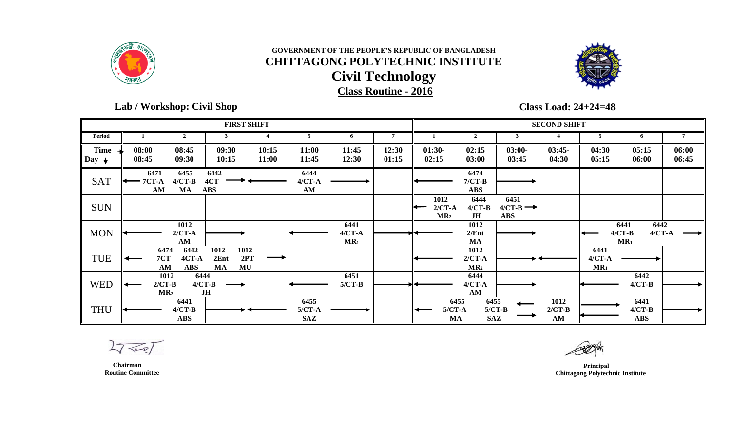GOVERNMENT OF THE PEOPLE'S REPUBLIC OF BANGLADESH

# CHITTAGONG POLYTECHNIC INSTITUTE

## Civil Technology

**Class Routine - 2016**

**Lab / Workshop: Civil Shop**

**Class Load: 24+24=48**

| | FIRST SHIFT | | | | | | | SECOND SHIFT | | | | | | |
|---|---|---|---|---|---|---|---|---|---|---|---|---|---|---|
| **Period** | 1 | 2 | 3 | 4 | 5 | 6 | 7 | 1 | 2 | 3 | 4 | 5 | 6 | 7 |
| **Time → / Day ↓** | 08:00 08:45 | 08:45 09:30 | 09:30 10:15 | 10:15 11:00 | 11:00 11:45 | 11:45 12:30 | 12:30 01:15 | 01:30- 02:15 | 02:15 03:00 | 03:00- 03:45 | 03:45- 04:30 | 04:30 05:15 | 05:15 06:00 | 06:00 06:45 |
| **SAT** | 6471 7CT-A AM | 6455 4/CT-B MA | 6442 4CT ABS | ← | 6444 4/CT-A AM | → | | ← | 6474 7/CT-B ABS | → | | | | |
| **SUN** | | | | | | | | 1012 2/CT-A MR2 | 6444 4/CT-B JH | 6451 4/CT-B ABS | | | | |
| **MON** | ← | 1012 2/CT-A AM | → | | ← | 6441 4/CT-A MR1 | → | ← | 1012 2/Ent MA | → | | ← 6441 4/CT-B MR1 | 6442 4/CT-A | → |
| **TUE** | ← 7CT AM | 6474 6442 4CT-A ABS | 1012 2Ent MA | 1012 2PT MU | → | | | ← | 1012 2/CT-A MR2 | → | ← | 6441 4/CT-A MR1 | → | |
| **WED** | ← 1012 2/CT-B MR2 | 6444 4/CT-B JH | → | | ← | 6451 5/CT-B | → | ← | 6444 4/CT-A AM | → | | ← | 6442 4/CT-B | → |
| **THU** | ← | 6441 4/CT-B ABS | → | ← | 6455 5/CT-A SAZ | → | | ← | 6455 5/CT-A MA | 6455 5/CT-B SAZ | 1012 2/CT-B AM | → ← | 6441 4/CT-B ABS | → |

**Chairman**
**Routine Committee**

**Principal**
**Chittagong Polytechnic Institute**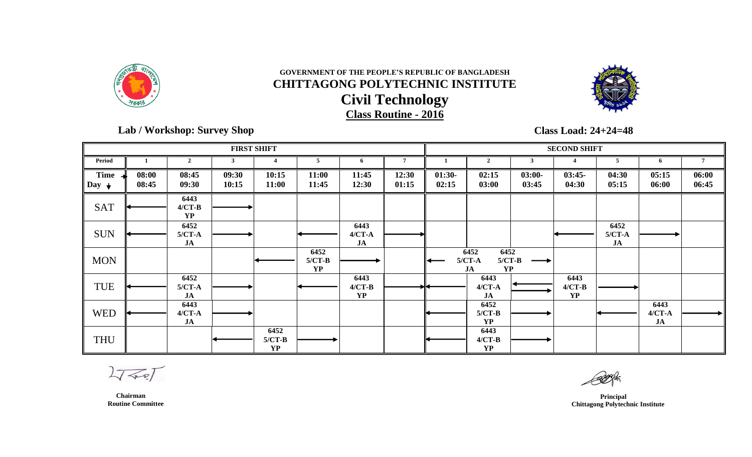**GOVERNMENT OF THE PEOPLE'S REPUBLIC OF BANGLADESH**

# CHITTAGONG POLYTECHNIC INSTITUTE

## Civil Technology

**Class Routine - 2016**

**Lab / Workshop: Survey Shop**

**Class Load: 24+24=48**

| | FIRST SHIFT | | | | | | | SECOND SHIFT | | | | | | |
|---|---|---|---|---|---|---|---|---|---|---|---|---|---|---|
| **Period** | 1 | 2 | 3 | 4 | 5 | 6 | 7 | 1 | 2 | 3 | 4 | 5 | 6 | 7 |
| **Time → Day ↓** | 08:00 08:45 | 08:45 09:30 | 09:30 10:15 | 10:15 11:00 | 11:00 11:45 | 11:45 12:30 | 12:30 01:15 | 01:30- 02:15 | 02:15 03:00 | 03:00- 03:45 | 03:45- 04:30 | 04:30 05:15 | 05:15 06:00 | 06:00 06:45 |
| SAT | ← | 6443 4/CT-B YP | → | | | | | | | | | | | |
| SUN | ← | 6452 5/CT-A JA | → | | ← | 6443 4/CT-A JA | → | | | | ← | 6452 5/CT-A JA | → | |
| MON | | | | ← | 6452 5/CT-B YP | → | | ← | 6452 5/CT-A JA / 6452 5/CT-B YP | → | | | | |
| TUE | ← | 6452 5/CT-A JA | → | | ← | 6443 4/CT-B YP | → | ← | 6443 4/CT-A JA | ← → | 6443 4/CT-B YP | → | | |
| WED | ← | 6443 4/CT-A JA | → | | | | | ← | 6452 5/CT-B YP | → | | ← | 6443 4/CT-A JA | → |
| THU | | | ← | 6452 5/CT-B YP | → | | | ← | 6443 4/CT-B YP | → | | | | |

**Chairman**
**Routine Committee**

**Principal**
**Chittagong Polytechnic Institute**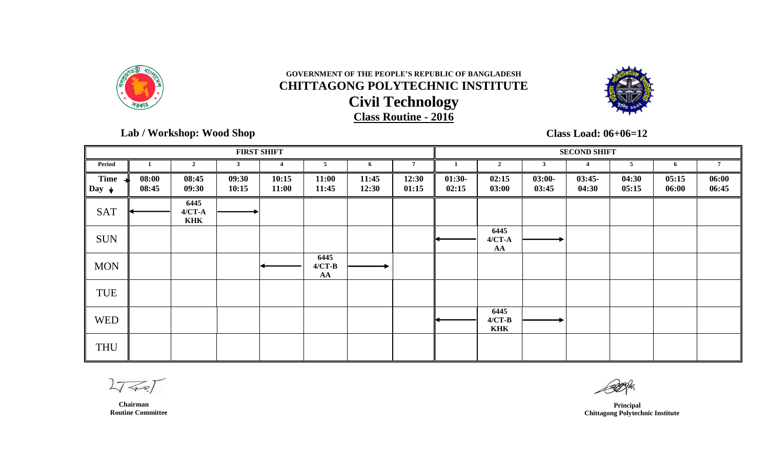**GOVERNMENT OF THE PEOPLE'S REPUBLIC OF BANGLADESH**

# CHITTAGONG POLYTECHNIC INSTITUTE

## Civil Technology

**Class Routine - 2016**

**Lab / Workshop: Wood Shop**

**Class Load: 06+06=12**

| | FIRST SHIFT | | | | | | | SECOND SHIFT | | | | | | |
|---|---|---|---|---|---|---|---|---|---|---|---|---|---|---|
| **Period** | 1 | 2 | 3 | 4 | 5 | 6 | 7 | 1 | 2 | 3 | 4 | 5 | 6 | 7 |
| **Time → / Day ↓** | 08:00 08:45 | 08:45 09:30 | 09:30 10:15 | 10:15 11:00 | 11:00 11:45 | 11:45 12:30 | 12:30 01:15 | 01:30- 02:15 | 02:15 03:00 | 03:00- 03:45 | 03:45- 04:30 | 04:30 05:15 | 05:15 06:00 | 06:00 06:45 |
| SAT | ← | 6445 4/CT-A KHK | → | | | | | | | | | | | |
| SUN | | | | | | | | ← | 6445 4/CT-A AA | → | | | | |
| MON | | | | ← | 6445 4/CT-B AA | → | | | | | | | | |
| TUE | | | | | | | | | | | | | | |
| WED | | | | | | | | ← | 6445 4/CT-B KHK | → | | | | |
| THU | | | | | | | | | | | | | | |

**Chairman**
**Routine Committee**

**Principal**
**Chittagong Polytechnic Institute**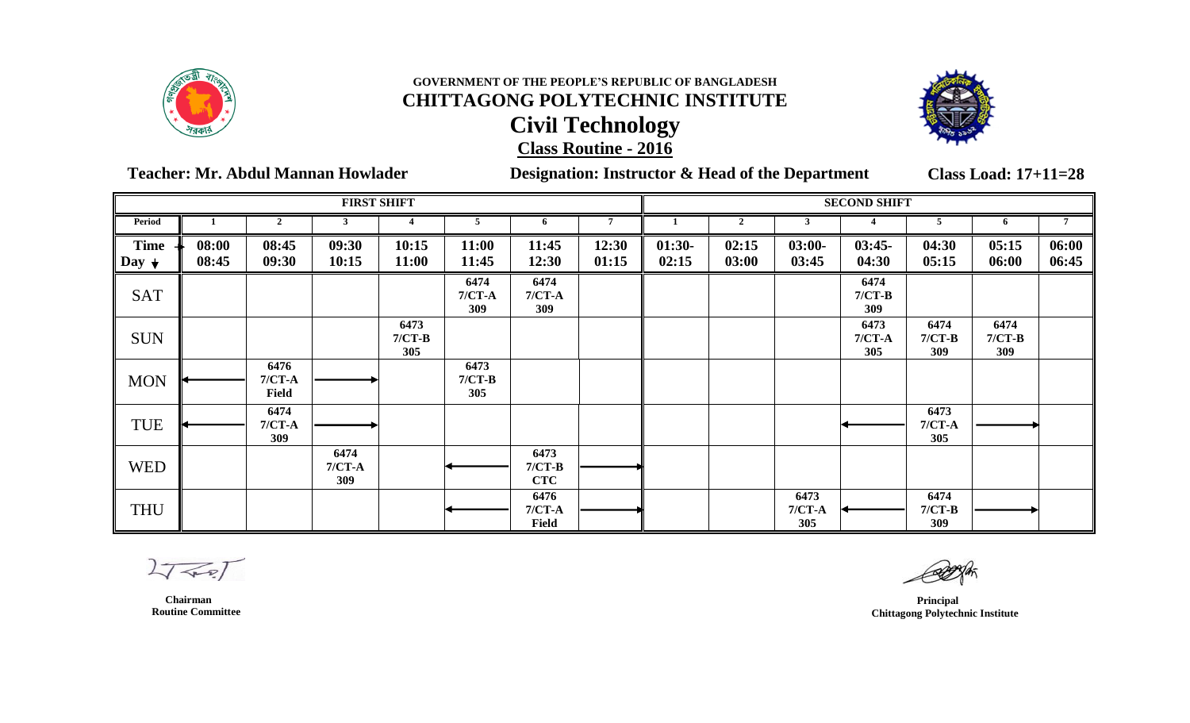GOVERNMENT OF THE PEOPLE'S REPUBLIC OF BANGLADESH

# CHITTAGONG POLYTECHNIC INSTITUTE

## Civil Technology

### Class Routine - 2016

**Teacher: Mr. Abdul Mannan Howlader** **Designation: Instructor & Head of the Department** **Class Load: 17+11=28**

| | FIRST SHIFT | | | | | | | SECOND SHIFT | | | | | | |
|---|---|---|---|---|---|---|---|---|---|---|---|---|---|---|
| Period | 1 | 2 | 3 | 4 | 5 | 6 | 7 | 1 | 2 | 3 | 4 | 5 | 6 | 7 |
| Time → Day ↓ | 08:00 08:45 | 08:45 09:30 | 09:30 10:15 | 10:15 11:00 | 11:00 11:45 | 11:45 12:30 | 12:30 01:15 | 01:30- 02:15 | 02:15 03:00 | 03:00- 03:45 | 03:45- 04:30 | 04:30 05:15 | 05:15 06:00 | 06:00 06:45 |
| SAT | | | | | 6474 7/CT-A 309 | 6474 7/CT-A 309 | | | | | 6474 7/CT-B 309 | | | |
| SUN | | | | 6473 7/CT-B 305 | | | | | | | 6473 7/CT-A 305 | 6474 7/CT-B 309 | 6474 7/CT-B 309 | |
| MON | ← | 6476 7/CT-A Field | → | | 6473 7/CT-B 305 | | | | | | | | | |
| TUE | ← | 6474 7/CT-A 309 | → | | | | | | | | ← | 6473 7/CT-A 305 | → | |
| WED | | | 6474 7/CT-A 309 | | ← | 6473 7/CT-B CTC | → | | | | | | | |
| THU | | | | | ← | 6476 7/CT-A Field | → | | | 6473 7/CT-A 305 | ← | 6474 7/CT-B 309 | → | |

**Chairman**
**Routine Committee**

**Principal**
**Chittagong Polytechnic Institute**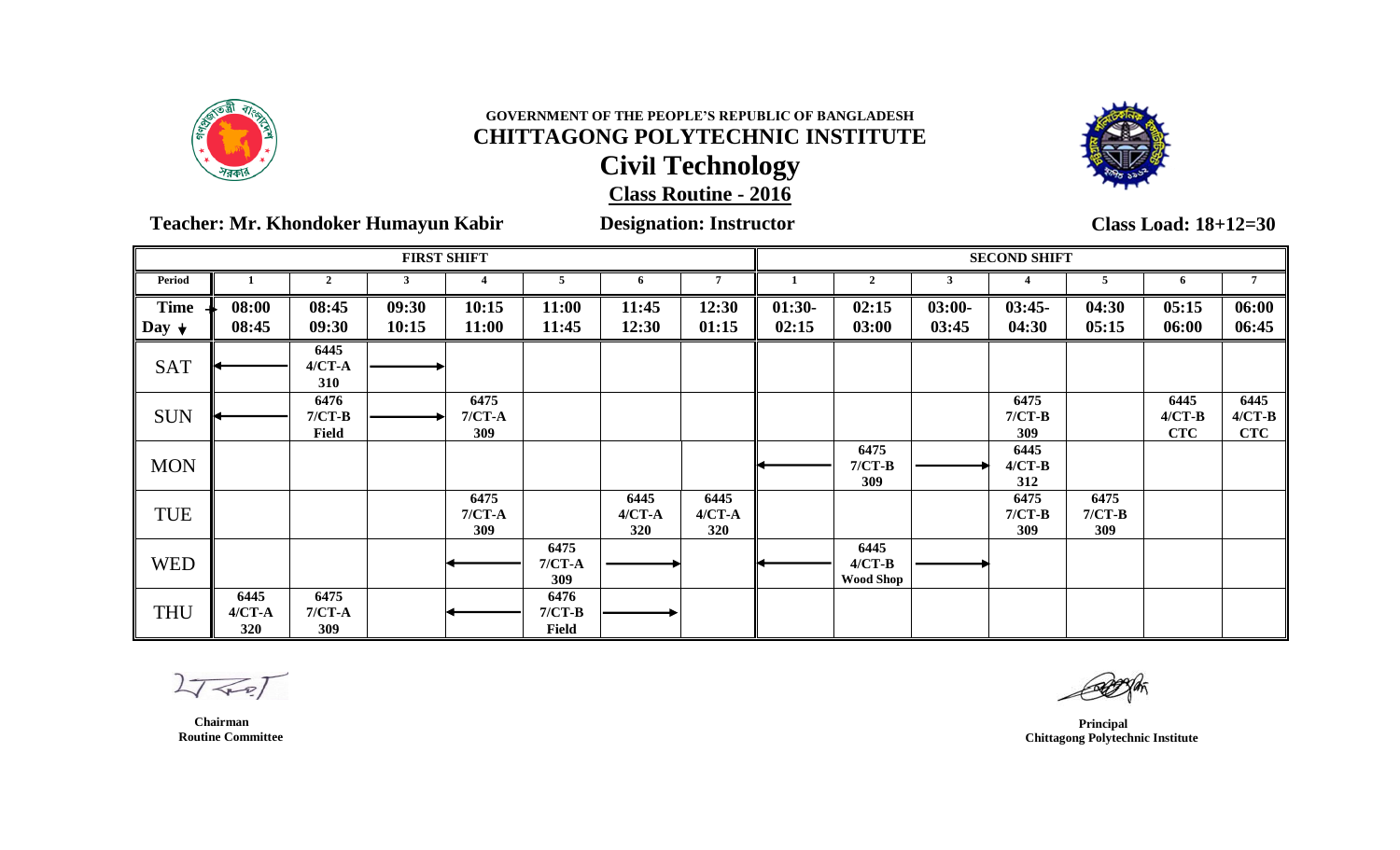GOVERNMENT OF THE PEOPLE'S REPUBLIC OF BANGLADESH

# CHITTAGONG POLYTECHNIC INSTITUTE

## Civil Technology

### Class Routine - 2016

**Teacher: Mr. Khondoker Humayun Kabir** **Designation: Instructor** **Class Load: 18+12=30**

| | FIRST SHIFT | | | | | | | SECOND SHIFT | | | | | | |
|---|---|---|---|---|---|---|---|---|---|---|---|---|---|---|
| **Period** | 1 | 2 | 3 | 4 | 5 | 6 | 7 | 1 | 2 | 3 | 4 | 5 | 6 | 7 |
| **Time → Day ↓** | 08:00 08:45 | 08:45 09:30 | 09:30 10:15 | 10:15 11:00 | 11:00 11:45 | 11:45 12:30 | 12:30 01:15 | 01:30- 02:15 | 02:15 03:00 | 03:00- 03:45 | 03:45- 04:30 | 04:30 05:15 | 05:15 06:00 | 06:00 06:45 |
| SAT | ← | 6445 4/CT-A 310 | → | | | | | | | | | | | |
| SUN | ← | 6476 7/CT-B Field | → | 6475 7/CT-A 309 | | | | | | | 6475 7/CT-B 309 | | 6445 4/CT-B CTC | 6445 4/CT-B CTC |
| MON | | | | | | | | ← | 6475 7/CT-B 309 | → | 6445 4/CT-B 312 | | | |
| TUE | | | | 6475 7/CT-A 309 | | 6445 4/CT-A 320 | 6445 4/CT-A 320 | | | | 6475 7/CT-B 309 | 6475 7/CT-B 309 | | |
| WED | | | | ← | 6475 7/CT-A 309 | → | | ← | 6445 4/CT-B Wood Shop | → | | | | |
| THU | 6445 4/CT-A 320 | 6475 7/CT-A 309 | | ← | 6476 7/CT-B Field | → | | | | | | | | |

**Chairman**
**Routine Committee**

**Principal**
**Chittagong Polytechnic Institute**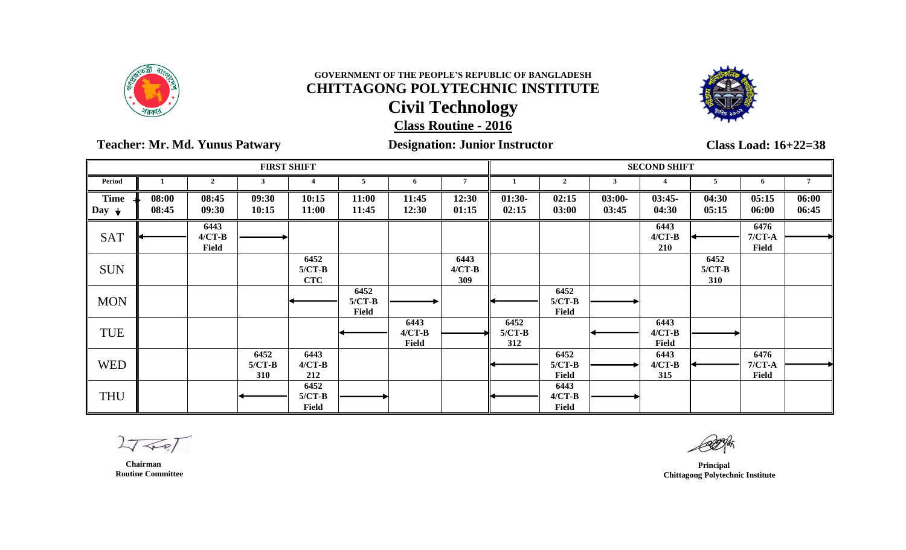GOVERNMENT OF THE PEOPLE'S REPUBLIC OF BANGLADESH

# CHITTAGONG POLYTECHNIC INSTITUTE

## Civil Technology

### Class Routine - 2016

**Teacher: Mr. Md. Yunus Patwary** **Designation: Junior Instructor** **Class Load: 16+22=38**

| | FIRST SHIFT | | | | | | | SECOND SHIFT | | | | | | |
|---|---|---|---|---|---|---|---|---|---|---|---|---|---|---|
| **Period** | 1 | 2 | 3 | 4 | 5 | 6 | 7 | 1 | 2 | 3 | 4 | 5 | 6 | 7 |
| **Time → Day ↓** | 08:00 08:45 | 08:45 09:30 | 09:30 10:15 | 10:15 11:00 | 11:00 11:45 | 11:45 12:30 | 12:30 01:15 | 01:30- 02:15 | 02:15 03:00 | 03:00- 03:45 | 03:45- 04:30 | 04:30 05:15 | 05:15 06:00 | 06:00 06:45 |
| SAT | ← | 6443 4/CT-B Field | → | | | | | | | | 6443 4/CT-B 210 | ← | 6476 7/CT-A Field | → |
| SUN | | | | 6452 5/CT-B CTC | | | 6443 4/CT-B 309 | | | | | 6452 5/CT-B 310 | | |
| MON | | | | ← | 6452 5/CT-B Field | → | | ← | 6452 5/CT-B Field | → | | | | |
| TUE | | | | | ← | 6443 4/CT-B Field | → | 6452 5/CT-B 312 | | ← | 6443 4/CT-B Field | → | | |
| WED | | | 6452 5/CT-B 310 | 6443 4/CT-B 212 | | | | ← | 6452 5/CT-B Field | → | 6443 4/CT-B 315 | ← | 6476 7/CT-A Field | → |
| THU | | | ← | 6452 5/CT-B Field | → | | | ← | 6443 4/CT-B Field | → | | | | |

**Chairman**
**Routine Committee**

**Principal**
**Chittagong Polytechnic Institute**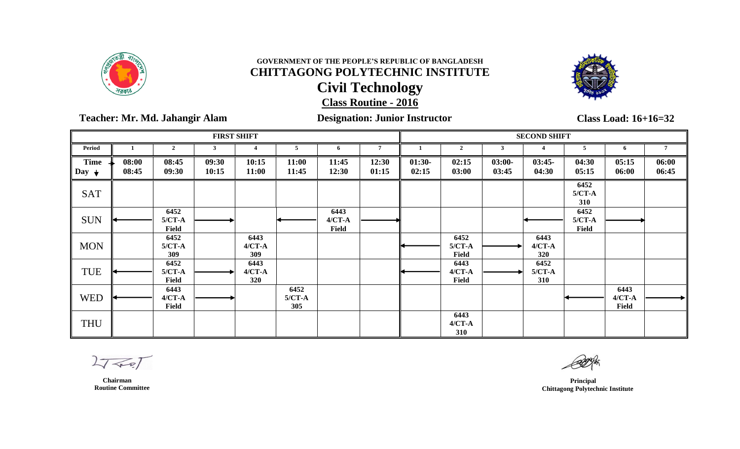GOVERNMENT OF THE PEOPLE'S REPUBLIC OF BANGLADESH

# CHITTAGONG POLYTECHNIC INSTITUTE

## Civil Technology

### Class Routine - 2016

**Teacher: Mr. Md. Jahangir Alam** **Designation: Junior Instructor** **Class Load: 16+16=32**

| FIRST SHIFT | | | | | | | | SECOND SHIFT | | | | | | |
|---|---|---|---|---|---|---|---|---|---|---|---|---|---|---|
| Period | 1 | 2 | 3 | 4 | 5 | 6 | 7 | 1 | 2 | 3 | 4 | 5 | 6 | 7 |
| Time → / Day ↓ | 08:00 08:45 | 08:45 09:30 | 09:30 10:15 | 10:15 11:00 | 11:00 11:45 | 11:45 12:30 | 12:30 01:15 | 01:30- 02:15 | 02:15 03:00 | 03:00- 03:45 | 03:45- 04:30 | 04:30 05:15 | 05:15 06:00 | 06:00 06:45 |
| SAT | | | | | | | | | | | | 6452 5/CT-A 310 | | |
| SUN | ← | 6452 5/CT-A Field | → | | ← | 6443 4/CT-A Field | → | | | | ← | 6452 5/CT-A Field | → | |
| MON | | 6452 5/CT-A 309 | | 6443 4/CT-A 309 | | | | ← | 6452 5/CT-A Field | → | 6443 4/CT-A 320 | | | |
| TUE | ← | 6452 5/CT-A Field | → | 6443 4/CT-A 320 | | | | ← | 6443 4/CT-A Field | → | 6452 5/CT-A 310 | | | |
| WED | ← | 6443 4/CT-A Field | → | | 6452 5/CT-A 305 | | | | | | | ← | 6443 4/CT-A Field | → |
| THU | | | | | | | | | 6443 4/CT-A 310 | | | | | |

**Chairman**
**Routine Committee**

**Principal**
**Chittagong Polytechnic Institute**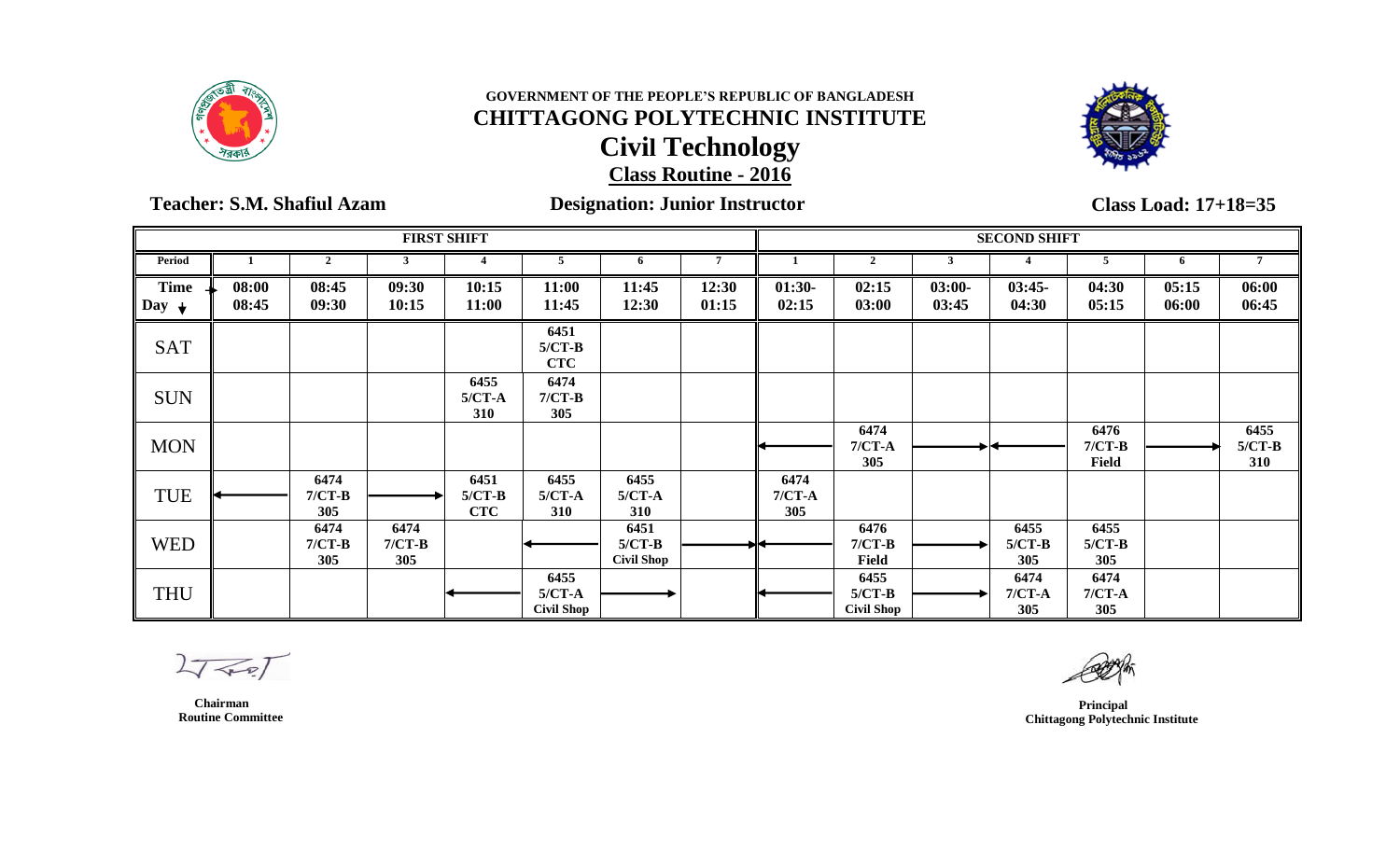**GOVERNMENT OF THE PEOPLE'S REPUBLIC OF BANGLADESH**

# CHITTAGONG POLYTECHNIC INSTITUTE

## Civil Technology

### Class Routine - 2016

**Teacher: S.M. Shafiul Azam** **Designation: Junior Instructor** **Class Load: 17+18=35**

| | FIRST SHIFT | | | | | | | SECOND SHIFT | | | | | | |
|---|---|---|---|---|---|---|---|---|---|---|---|---|---|---|
| **Period** | **1** | **2** | **3** | **4** | **5** | **6** | **7** | **1** | **2** | **3** | **4** | **5** | **6** | **7** |
| **Time → / Day ↓** | **08:00 08:45** | **08:45 09:30** | **09:30 10:15** | **10:15 11:00** | **11:00 11:45** | **11:45 12:30** | **12:30 01:15** | **01:30- 02:15** | **02:15 03:00** | **03:00- 03:45** | **03:45- 04:30** | **04:30 05:15** | **05:15 06:00** | **06:00 06:45** |
| SAT | | | | | **6451 5/CT-B CTC** | | | | | | | | | |
| SUN | | | | **6455 5/CT-A 310** | **6474 7/CT-B 305** | | | | | | | | | |
| MON | | | | | | | | ← | **6474 7/CT-A 305** | → | ← | **6476 7/CT-B Field** | → | **6455 5/CT-B 310** |
| TUE | ← | **6474 7/CT-B 305** | → | **6451 5/CT-B CTC** | **6455 5/CT-A 310** | **6455 5/CT-A 310** | | **6474 7/CT-A 305** | | | | | | |
| WED | | **6474 7/CT-B 305** | **6474 7/CT-B 305** | | ← | **6451 5/CT-B Civil Shop** | → | ← | **6476 7/CT-B Field** | → | **6455 5/CT-B 305** | **6455 5/CT-B 305** | | |
| THU | | | | ← | **6455 5/CT-A Civil Shop** | → | | ← | **6455 5/CT-B Civil Shop** | → | **6474 7/CT-A 305** | **6474 7/CT-A 305** | | |

**Chairman**
**Routine Committee**

**Principal**
**Chittagong Polytechnic Institute**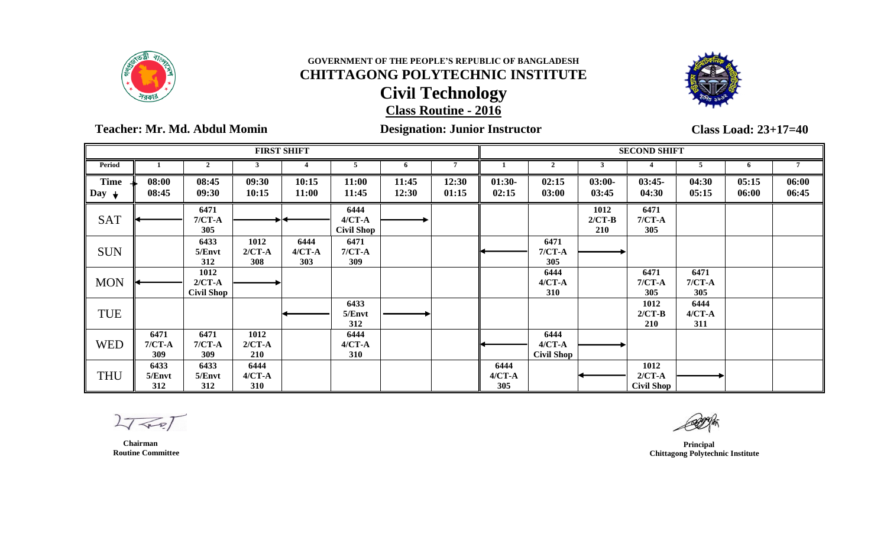GOVERNMENT OF THE PEOPLE'S REPUBLIC OF BANGLADESH

# CHITTAGONG POLYTECHNIC INSTITUTE

## Civil Technology

### Class Routine - 2016

**Teacher: Mr. Md. Abdul Momin** **Designation: Junior Instructor** **Class Load: 23+17=40**

| | FIRST SHIFT | | | | | | | SECOND SHIFT | | | | | | |
|---|---|---|---|---|---|---|---|---|---|---|---|---|---|---|
| **Period** | 1 | 2 | 3 | 4 | 5 | 6 | 7 | 1 | 2 | 3 | 4 | 5 | 6 | 7 |
| **Time → / Day ↓** | 08:00 08:45 | 08:45 09:30 | 09:30 10:15 | 10:15 11:00 | 11:00 11:45 | 11:45 12:30 | 12:30 01:15 | 01:30- 02:15 | 02:15 03:00 | 03:00- 03:45 | 03:45- 04:30 | 04:30 05:15 | 05:15 06:00 | 06:00 06:45 |
| SAT | ← | 6471 7/CT-A 305 | → | ← | 6444 4/CT-A Civil Shop | → | | | | 1012 2/CT-B 210 | 6471 7/CT-A 305 | | | |
| SUN | | 6433 5/Envt 312 | 1012 2/CT-A 308 | 6444 4/CT-A 303 | 6471 7/CT-A 309 | | | ← | 6471 7/CT-A 305 | → | | | | |
| MON | ← | 1012 2/CT-A Civil Shop | → | | | | | | 6444 4/CT-A 310 | | 6471 7/CT-A 305 | 6471 7/CT-A 305 | | |
| TUE | | | | ← | 6433 5/Envt 312 | → | | | | | 1012 2/CT-B 210 | 6444 4/CT-A 311 | | |
| WED | 6471 7/CT-A 309 | 6471 7/CT-A 309 | 1012 2/CT-A 210 | | 6444 4/CT-A 310 | | | ← | 6444 4/CT-A Civil Shop | → | | | | |
| THU | 6433 5/Envt 312 | 6433 5/Envt 312 | 6444 4/CT-A 310 | | | | | 6444 4/CT-A 305 | | ← | 1012 2/CT-A Civil Shop | → | | |

**Chairman**
**Routine Committee**

**Principal**
**Chittagong Polytechnic Institute**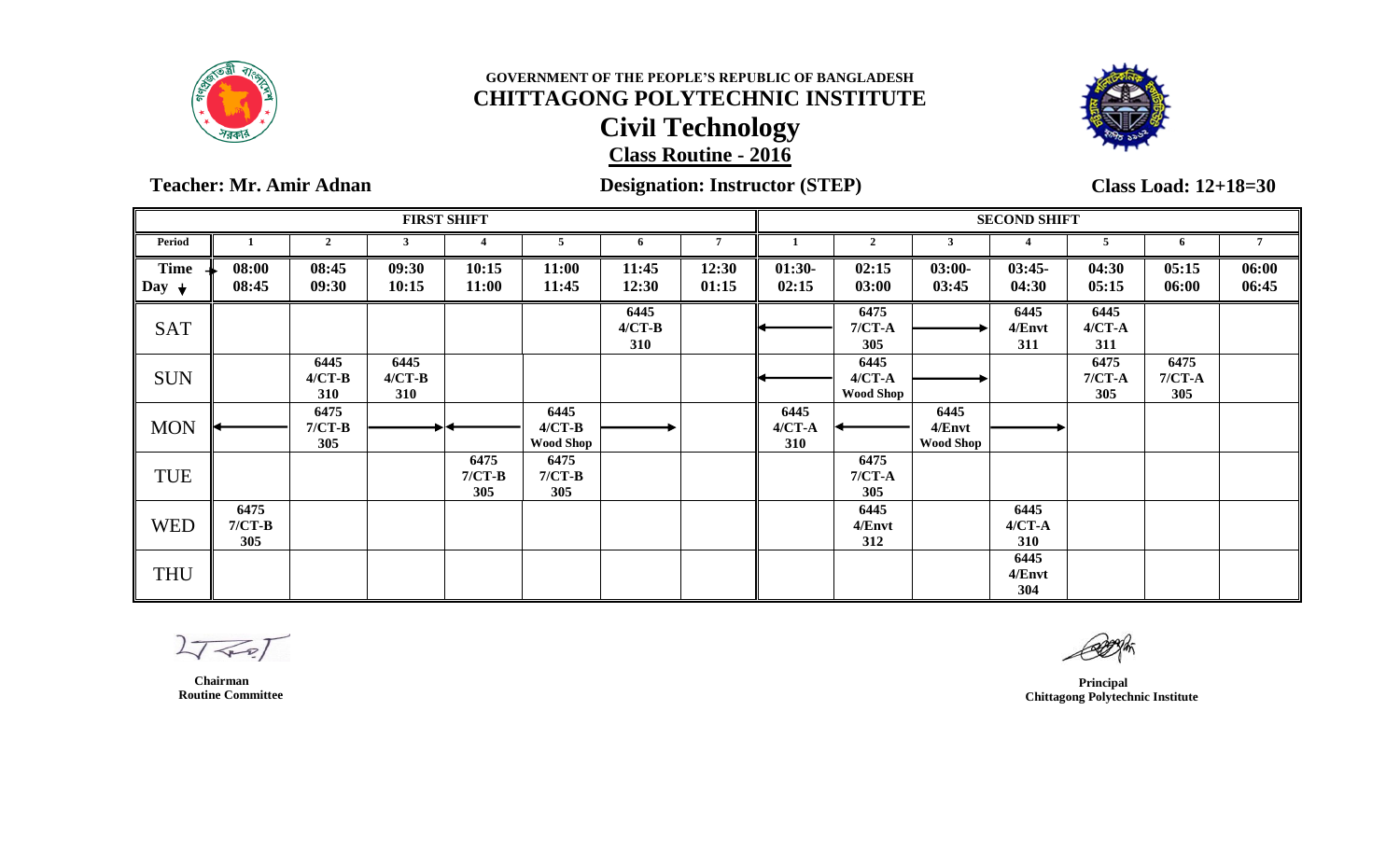GOVERNMENT OF THE PEOPLE'S REPUBLIC OF BANGLADESH

# CHITTAGONG POLYTECHNIC INSTITUTE

## Civil Technology

### Class Routine - 2016

**Teacher: Mr. Amir Adnan** **Designation: Instructor (STEP)** **Class Load: 12+18=30**

| | FIRST SHIFT | | | | | | | SECOND SHIFT | | | | | | |
|---|---|---|---|---|---|---|---|---|---|---|---|---|---|---|
| **Period** | 1 | 2 | 3 | 4 | 5 | 6 | 7 | 1 | 2 | 3 | 4 | 5 | 6 | 7 |
| **Time → Day ↓** | 08:00 08:45 | 08:45 09:30 | 09:30 10:15 | 10:15 11:00 | 11:00 11:45 | 11:45 12:30 | 12:30 01:15 | 01:30- 02:15 | 02:15 03:00 | 03:00- 03:45 | 03:45- 04:30 | 04:30 05:15 | 05:15 06:00 | 06:00 06:45 |
| SAT | | | | | | 6445 4/CT-B 310 | | ← | 6475 7/CT-A 305 | → | 6445 4/Envt 311 | 6445 4/CT-A 311 | | |
| SUN | | 6445 4/CT-B 310 | 6445 4/CT-B 310 | | | | | ← | 6445 4/CT-A Wood Shop | → | | 6475 7/CT-A 305 | 6475 7/CT-A 305 | |
| MON | ← | 6475 7/CT-B 305 | → | ← | 6445 4/CT-B Wood Shop | → | | 6445 4/CT-A 310 | ← | 6445 4/Envt Wood Shop | → | | | |
| TUE | | | | 6475 7/CT-B 305 | 6475 7/CT-B 305 | | | | 6475 7/CT-A 305 | | | | | |
| WED | 6475 7/CT-B 305 | | | | | | | | 6445 4/Envt 312 | | 6445 4/CT-A 310 | | | |
| THU | | | | | | | | | | | 6445 4/Envt 304 | | | |

**Chairman**
**Routine Committee**

**Principal**
**Chittagong Polytechnic Institute**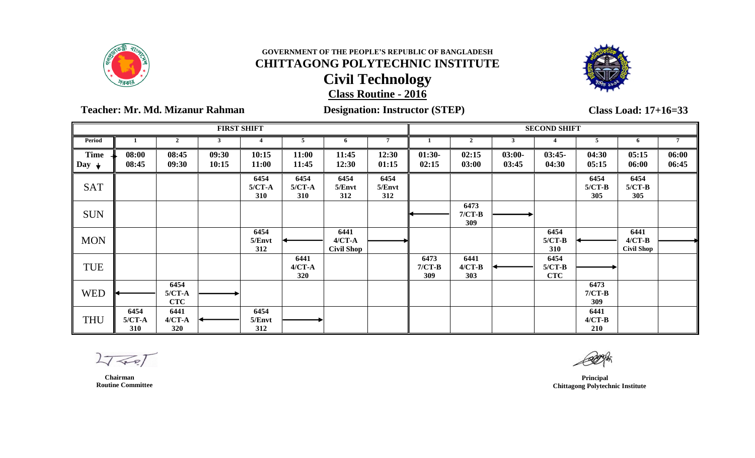GOVERNMENT OF THE PEOPLE'S REPUBLIC OF BANGLADESH

# CHITTAGONG POLYTECHNIC INSTITUTE

## Civil Technology

### Class Routine - 2016

**Teacher: Mr. Md. Mizanur Rahman** | **Designation: Instructor (STEP)** | **Class Load: 17+16=33**

| | FIRST SHIFT | | | | | | | SECOND SHIFT | | | | | | |
|---|---|---|---|---|---|---|---|---|---|---|---|---|---|---|
| **Period** | 1 | 2 | 3 | 4 | 5 | 6 | 7 | 1 | 2 | 3 | 4 | 5 | 6 | 7 |
| **Time → Day ↓** | 08:00 08:45 | 08:45 09:30 | 09:30 10:15 | 10:15 11:00 | 11:00 11:45 | 11:45 12:30 | 12:30 01:15 | 01:30- 02:15 | 02:15 03:00 | 03:00- 03:45 | 03:45- 04:30 | 04:30 05:15 | 05:15 06:00 | 06:00 06:45 |
| SAT | | | | 6454 5/CT-A 310 | 6454 5/CT-A 310 | 6454 5/Envt 312 | 6454 5/Envt 312 | | | | | 6454 5/CT-B 305 | 6454 5/CT-B 305 | |
| SUN | | | | | | | | ← | 6473 7/CT-B 309 | → | | | | |
| MON | | | | 6454 5/Envt 312 | ← | 6441 4/CT-A Civil Shop | → | | | | 6454 5/CT-B 310 | ← | 6441 4/CT-B Civil Shop | → |
| TUE | | | | | 6441 4/CT-A 320 | | | 6473 7/CT-B 309 | 6441 4/CT-B 303 | ← | 6454 5/CT-B CTC | → | | |
| WED | ← | 6454 5/CT-A CTC | → | | | | | | | | | 6473 7/CT-B 309 | | |
| THU | 6454 5/CT-A 310 | 6441 4/CT-A 320 | ← | 6454 5/Envt 312 | → | | | | | | | 6441 4/CT-B 210 | | |

Chairman
Routine Committee

Principal
Chittagong Polytechnic Institute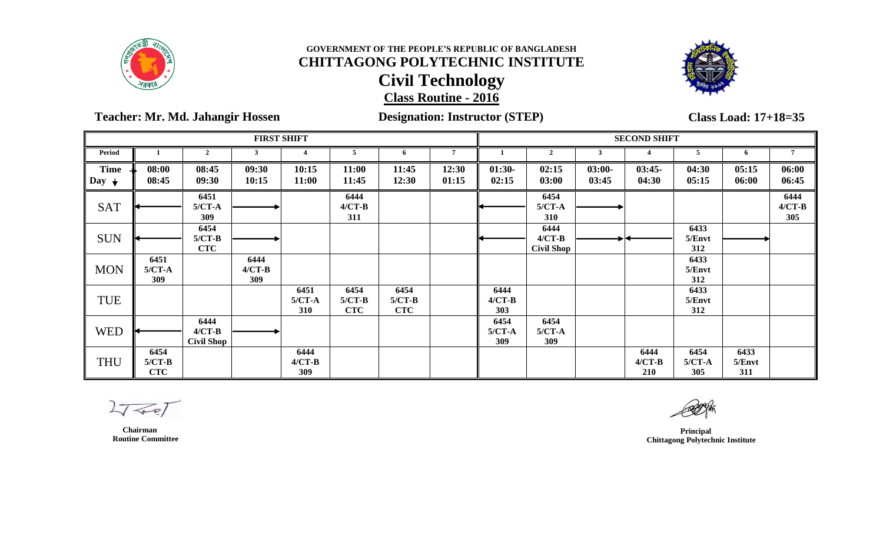GOVERNMENT OF THE PEOPLE'S REPUBLIC OF BANGLADESH

# CHITTAGONG POLYTECHNIC INSTITUTE

## Civil Technology

### Class Routine - 2016

**Teacher: Mr. Md. Jahangir Hossen** | **Designation: Instructor (STEP)** | **Class Load: 17+18=35**

| | FIRST SHIFT | | | | | | | SECOND SHIFT | | | | | | |
|---|---|---|---|---|---|---|---|---|---|---|---|---|---|---|
| **Period** | 1 | 2 | 3 | 4 | 5 | 6 | 7 | 1 | 2 | 3 | 4 | 5 | 6 | 7 |
| **Time → Day ↓** | 08:00 08:45 | 08:45 09:30 | 09:30 10:15 | 10:15 11:00 | 11:00 11:45 | 11:45 12:30 | 12:30 01:15 | 01:30- 02:15 | 02:15 03:00 | 03:00- 03:45 | 03:45- 04:30 | 04:30 05:15 | 05:15 06:00 | 06:00 06:45 |
| SAT | ← | 6451 5/CT-A 309 | → | | 6444 4/CT-B 311 | | | ← | 6454 5/CT-A 310 | → | | | | 6444 4/CT-B 305 |
| SUN | ← | 6454 5/CT-B CTC | → | | | | | ← | 6444 4/CT-B Civil Shop | → | ← | 6433 5/Envt 312 | → | |
| MON | 6451 5/CT-A 309 | | 6444 4/CT-B 309 | | | | | | | | | 6433 5/Envt 312 | | |
| TUE | | | | 6451 5/CT-A 310 | 6454 5/CT-B CTC | 6454 5/CT-B CTC | | 6444 4/CT-B 303 | | | | 6433 5/Envt 312 | | |
| WED | ← | 6444 4/CT-B Civil Shop | → | | | | | 6454 5/CT-A 309 | 6454 5/CT-A 309 | | | | | |
| THU | 6454 5/CT-B CTC | | | 6444 4/CT-B 309 | | | | | | | 6444 4/CT-B 210 | 6454 5/CT-A 305 | 6433 5/Envt 311 | |

**Chairman**
**Routine Committee**

**Principal**
**Chittagong Polytechnic Institute**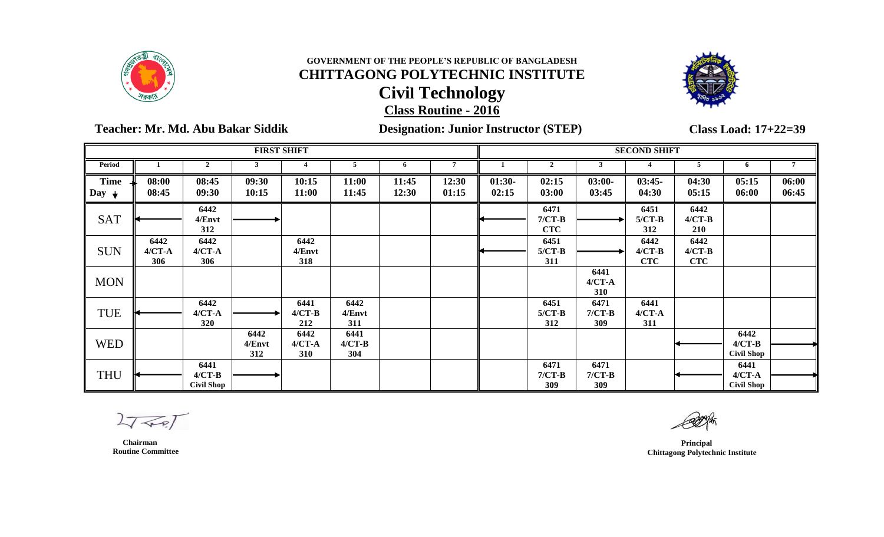GOVERNMENT OF THE PEOPLE'S REPUBLIC OF BANGLADESH

# CHITTAGONG POLYTECHNIC INSTITUTE

## Civil Technology

### Class Routine - 2016

**Teacher: Mr. Md. Abu Bakar Siddik** **Designation: Junior Instructor (STEP)** **Class Load: 17+22=39**

| | FIRST SHIFT | | | | | | | SECOND SHIFT | | | | | | |
|---|---|---|---|---|---|---|---|---|---|---|---|---|---|---|
| **Period** | 1 | 2 | 3 | 4 | 5 | 6 | 7 | 1 | 2 | 3 | 4 | 5 | 6 | 7 |
| **Time → Day ↓** | 08:00 08:45 | 08:45 09:30 | 09:30 10:15 | 10:15 11:00 | 11:00 11:45 | 11:45 12:30 | 12:30 01:15 | 01:30- 02:15 | 02:15 03:00 | 03:00- 03:45 | 03:45- 04:30 | 04:30 05:15 | 05:15 06:00 | 06:00 06:45 |
| SAT | ← | 6442 4/Envt 312 | → | | | | | ← | 6471 7/CT-B CTC | → | 6451 5/CT-B 312 | 6442 4/CT-B 210 | | |
| SUN | 6442 4/CT-A 306 | 6442 4/CT-A 306 | | 6442 4/Envt 318 | | | | ← | 6451 5/CT-B 311 | → | 6442 4/CT-B CTC | 6442 4/CT-B CTC | | |
| MON | | | | | | | | | | 6441 4/CT-A 310 | | | | |
| TUE | ← | 6442 4/CT-A 320 | → | 6441 4/CT-B 212 | 6442 4/Envt 311 | | | | 6451 5/CT-B 312 | 6471 7/CT-B 309 | 6441 4/CT-A 311 | | | |
| WED | | | 6442 4/Envt 312 | 6442 4/CT-A 310 | 6441 4/CT-B 304 | | | | | | | ← | 6442 4/CT-B Civil Shop | → |
| THU | ← | 6441 4/CT-B Civil Shop | → | | | | | | 6471 7/CT-B 309 | 6471 7/CT-B 309 | | ← | 6441 4/CT-A Civil Shop | → |

Chairman
Routine Committee

Principal
Chittagong Polytechnic Institute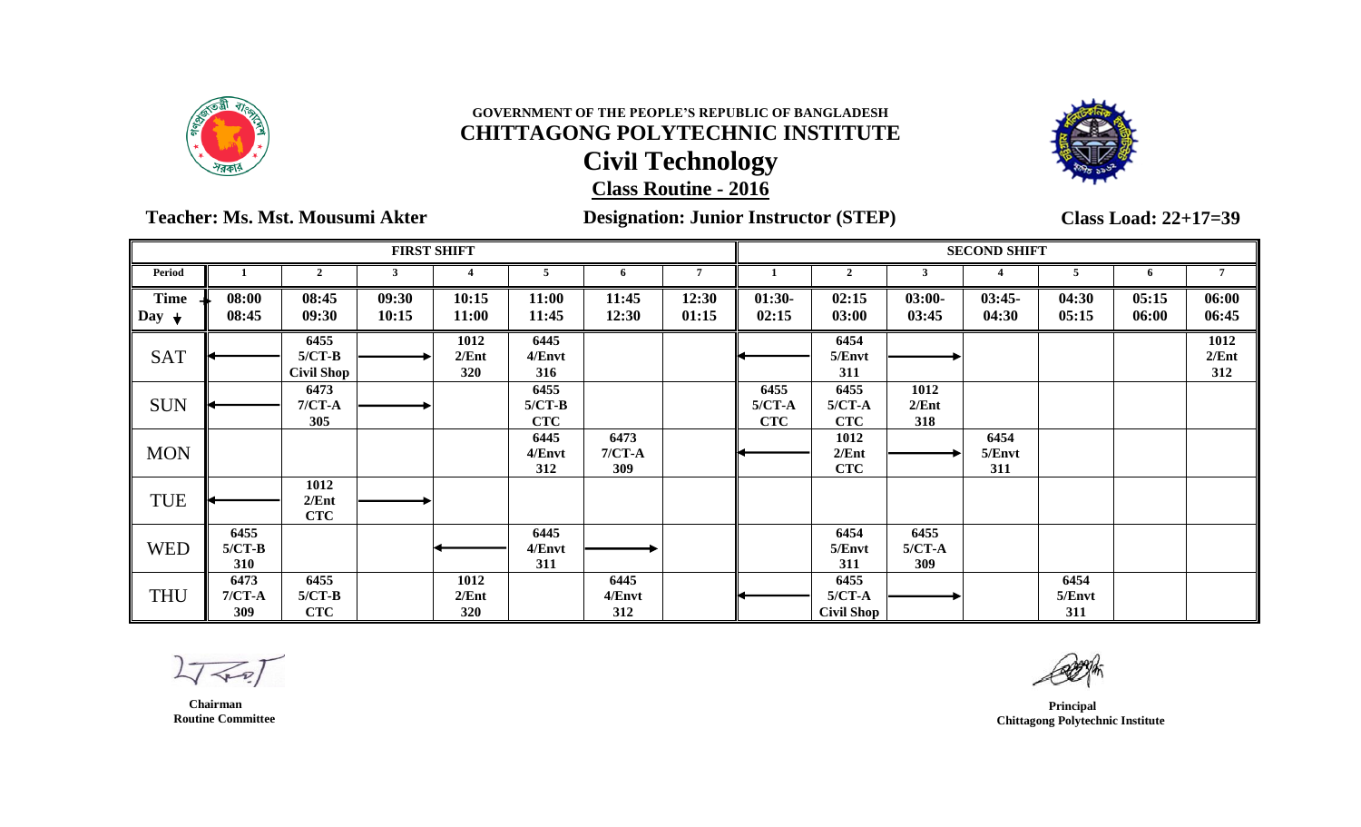GOVERNMENT OF THE PEOPLE'S REPUBLIC OF BANGLADESH

# CHITTAGONG POLYTECHNIC INSTITUTE

## Civil Technology

### Class Routine - 2016

**Teacher: Ms. Mst. Mousumi Akter** **Designation: Junior Instructor (STEP)** **Class Load: 22+17=39**

| | FIRST SHIFT | | | | | | | SECOND SHIFT | | | | | | |
|---|---|---|---|---|---|---|---|---|---|---|---|---|---|---|
| Period | 1 | 2 | 3 | 4 | 5 | 6 | 7 | 1 | 2 | 3 | 4 | 5 | 6 | 7 |
| Time → / Day ↓ | 08:00 08:45 | 08:45 09:30 | 09:30 10:15 | 10:15 11:00 | 11:00 11:45 | 11:45 12:30 | 12:30 01:15 | 01:30- 02:15 | 02:15 03:00 | 03:00- 03:45 | 03:45- 04:30 | 04:30 05:15 | 05:15 06:00 | 06:00 06:45 |
| SAT | ← | 6455 5/CT-B Civil Shop | → | 1012 2/Ent 320 | 6445 4/Envt 316 | | | ← | 6454 5/Envt 311 | → | | | | 1012 2/Ent 312 |
| SUN | ← | 6473 7/CT-A 305 | → | | 6455 5/CT-B CTC | | | 6455 5/CT-A CTC | 6455 5/CT-A CTC | 1012 2/Ent 318 | | | | |
| MON | | | | | 6445 4/Envt 312 | 6473 7/CT-A 309 | | ← | 1012 2/Ent CTC | → | 6454 5/Envt 311 | | | |
| TUE | ← | 1012 2/Ent CTC | → | | | | | | | | | | | |
| WED | 6455 5/CT-B 310 | | | ← | 6445 4/Envt 311 | → | | | 6454 5/Envt 311 | 6455 5/CT-A 309 | | | | |
| THU | 6473 7/CT-A 309 | 6455 5/CT-B CTC | | 1012 2/Ent 320 | | 6445 4/Envt 312 | | ← | 6455 5/CT-A Civil Shop | → | | 6454 5/Envt 311 | | |

Chairman
Routine Committee

Principal
Chittagong Polytechnic Institute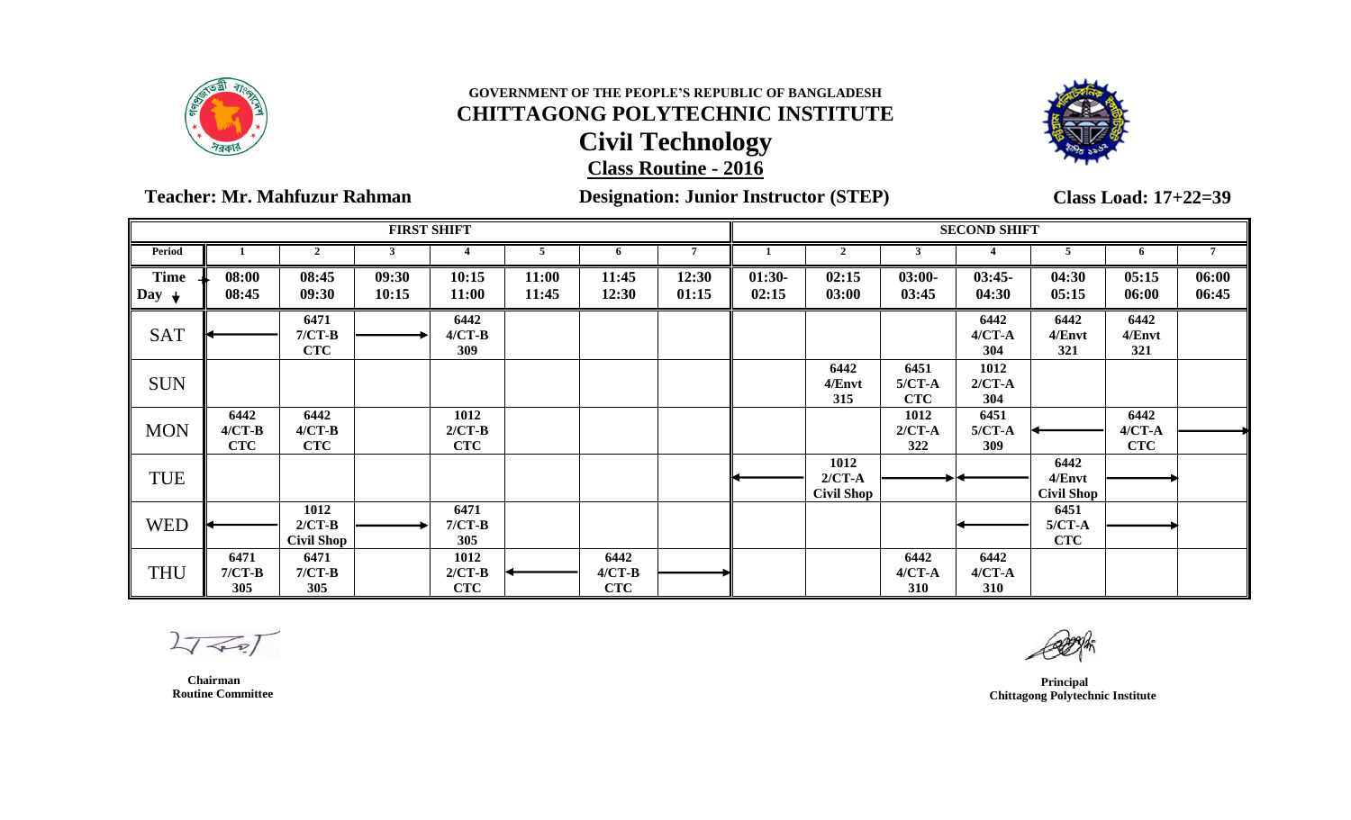GOVERNMENT OF THE PEOPLE'S REPUBLIC OF BANGLADESH

# CHITTAGONG POLYTECHNIC INSTITUTE

## Civil Technology

### Class Routine - 2016

**Teacher: Mr. Mahfuzur Rahman** **Designation: Junior Instructor (STEP)** **Class Load: 17+22=39**

| | FIRST SHIFT | | | | | | | SECOND SHIFT | | | | | | |
|---|---|---|---|---|---|---|---|---|---|---|---|---|---|---|
| **Period** | 1 | 2 | 3 | 4 | 5 | 6 | 7 | 1 | 2 | 3 | 4 | 5 | 6 | 7 |
| **Time → Day ↓** | 08:00 08:45 | 08:45 09:30 | 09:30 10:15 | 10:15 11:00 | 11:00 11:45 | 11:45 12:30 | 12:30 01:15 | 01:30- 02:15 | 02:15 03:00 | 03:00- 03:45 | 03:45- 04:30 | 04:30 05:15 | 05:15 06:00 | 06:00 06:45 |
| SAT | ← | 6471 7/CT-B CTC | → | 6442 4/CT-B 309 | | | | | | | 6442 4/CT-A 304 | 6442 4/Envt 321 | 6442 4/Envt 321 | |
| SUN | | | | | | | | | 6442 4/Envt 315 | 6451 5/CT-A CTC | 1012 2/CT-A 304 | | | |
| MON | 6442 4/CT-B CTC | 6442 4/CT-B CTC | | 1012 2/CT-B CTC | | | | | | 1012 2/CT-A 322 | 6451 5/CT-A 309 | ← | 6442 4/CT-A CTC | → |
| TUE | | | | | | | | ← | 1012 2/CT-A Civil Shop | → | ← | 6442 4/Envt Civil Shop | → | |
| WED | ← | 1012 2/CT-B Civil Shop | → | 6471 7/CT-B 305 | | | | | | | ← | 6451 5/CT-A CTC | → | |
| THU | 6471 7/CT-B 305 | 6471 7/CT-B 305 | | 1012 2/CT-B CTC | ← | 6442 4/CT-B CTC | → | | | 6442 4/CT-A 310 | 6442 4/CT-A 310 | | | |

Chairman
Routine Committee

Principal
Chittagong Polytechnic Institute